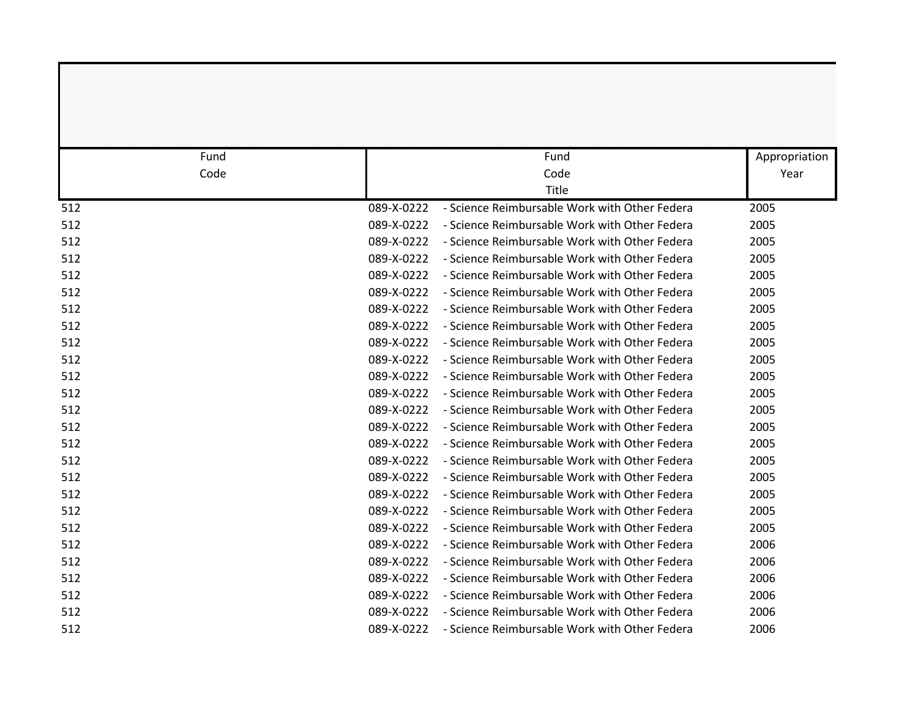| Fund Code | Fund Code Title | Appropriation Year |
|---|---|---|
| 512 | 089-X-0222 - Science Reimbursable Work with Other Federa | 2005 |
| 512 | 089-X-0222 - Science Reimbursable Work with Other Federa | 2005 |
| 512 | 089-X-0222 - Science Reimbursable Work with Other Federa | 2005 |
| 512 | 089-X-0222 - Science Reimbursable Work with Other Federa | 2005 |
| 512 | 089-X-0222 - Science Reimbursable Work with Other Federa | 2005 |
| 512 | 089-X-0222 - Science Reimbursable Work with Other Federa | 2005 |
| 512 | 089-X-0222 - Science Reimbursable Work with Other Federa | 2005 |
| 512 | 089-X-0222 - Science Reimbursable Work with Other Federa | 2005 |
| 512 | 089-X-0222 - Science Reimbursable Work with Other Federa | 2005 |
| 512 | 089-X-0222 - Science Reimbursable Work with Other Federa | 2005 |
| 512 | 089-X-0222 - Science Reimbursable Work with Other Federa | 2005 |
| 512 | 089-X-0222 - Science Reimbursable Work with Other Federa | 2005 |
| 512 | 089-X-0222 - Science Reimbursable Work with Other Federa | 2005 |
| 512 | 089-X-0222 - Science Reimbursable Work with Other Federa | 2005 |
| 512 | 089-X-0222 - Science Reimbursable Work with Other Federa | 2005 |
| 512 | 089-X-0222 - Science Reimbursable Work with Other Federa | 2005 |
| 512 | 089-X-0222 - Science Reimbursable Work with Other Federa | 2005 |
| 512 | 089-X-0222 - Science Reimbursable Work with Other Federa | 2005 |
| 512 | 089-X-0222 - Science Reimbursable Work with Other Federa | 2005 |
| 512 | 089-X-0222 - Science Reimbursable Work with Other Federa | 2005 |
| 512 | 089-X-0222 - Science Reimbursable Work with Other Federa | 2006 |
| 512 | 089-X-0222 - Science Reimbursable Work with Other Federa | 2006 |
| 512 | 089-X-0222 - Science Reimbursable Work with Other Federa | 2006 |
| 512 | 089-X-0222 - Science Reimbursable Work with Other Federa | 2006 |
| 512 | 089-X-0222 - Science Reimbursable Work with Other Federa | 2006 |
| 512 | 089-X-0222 - Science Reimbursable Work with Other Federa | 2006 |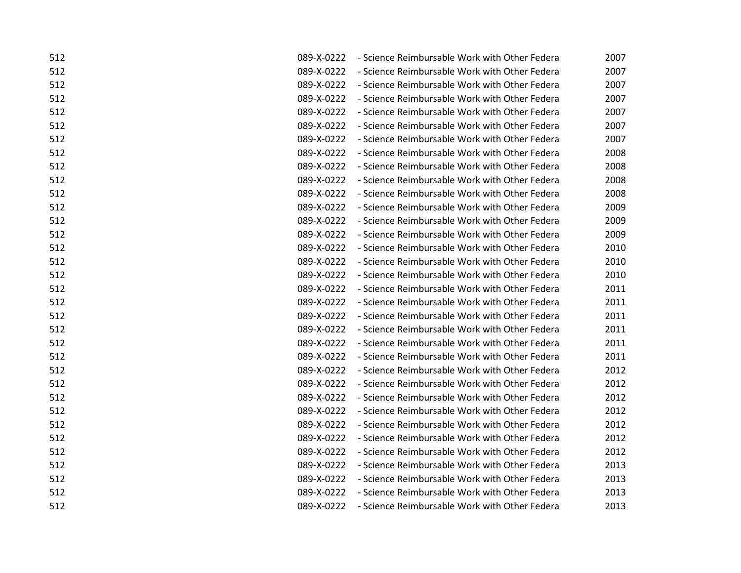| | | | |
|---|---|---|---|
| 512 | 089-X-0222 | - Science Reimbursable Work with Other Federa | 2007 |
| 512 | 089-X-0222 | - Science Reimbursable Work with Other Federa | 2007 |
| 512 | 089-X-0222 | - Science Reimbursable Work with Other Federa | 2007 |
| 512 | 089-X-0222 | - Science Reimbursable Work with Other Federa | 2007 |
| 512 | 089-X-0222 | - Science Reimbursable Work with Other Federa | 2007 |
| 512 | 089-X-0222 | - Science Reimbursable Work with Other Federa | 2007 |
| 512 | 089-X-0222 | - Science Reimbursable Work with Other Federa | 2007 |
| 512 | 089-X-0222 | - Science Reimbursable Work with Other Federa | 2008 |
| 512 | 089-X-0222 | - Science Reimbursable Work with Other Federa | 2008 |
| 512 | 089-X-0222 | - Science Reimbursable Work with Other Federa | 2008 |
| 512 | 089-X-0222 | - Science Reimbursable Work with Other Federa | 2008 |
| 512 | 089-X-0222 | - Science Reimbursable Work with Other Federa | 2009 |
| 512 | 089-X-0222 | - Science Reimbursable Work with Other Federa | 2009 |
| 512 | 089-X-0222 | - Science Reimbursable Work with Other Federa | 2009 |
| 512 | 089-X-0222 | - Science Reimbursable Work with Other Federa | 2010 |
| 512 | 089-X-0222 | - Science Reimbursable Work with Other Federa | 2010 |
| 512 | 089-X-0222 | - Science Reimbursable Work with Other Federa | 2010 |
| 512 | 089-X-0222 | - Science Reimbursable Work with Other Federa | 2011 |
| 512 | 089-X-0222 | - Science Reimbursable Work with Other Federa | 2011 |
| 512 | 089-X-0222 | - Science Reimbursable Work with Other Federa | 2011 |
| 512 | 089-X-0222 | - Science Reimbursable Work with Other Federa | 2011 |
| 512 | 089-X-0222 | - Science Reimbursable Work with Other Federa | 2011 |
| 512 | 089-X-0222 | - Science Reimbursable Work with Other Federa | 2011 |
| 512 | 089-X-0222 | - Science Reimbursable Work with Other Federa | 2012 |
| 512 | 089-X-0222 | - Science Reimbursable Work with Other Federa | 2012 |
| 512 | 089-X-0222 | - Science Reimbursable Work with Other Federa | 2012 |
| 512 | 089-X-0222 | - Science Reimbursable Work with Other Federa | 2012 |
| 512 | 089-X-0222 | - Science Reimbursable Work with Other Federa | 2012 |
| 512 | 089-X-0222 | - Science Reimbursable Work with Other Federa | 2012 |
| 512 | 089-X-0222 | - Science Reimbursable Work with Other Federa | 2012 |
| 512 | 089-X-0222 | - Science Reimbursable Work with Other Federa | 2013 |
| 512 | 089-X-0222 | - Science Reimbursable Work with Other Federa | 2013 |
| 512 | 089-X-0222 | - Science Reimbursable Work with Other Federa | 2013 |
| 512 | 089-X-0222 | - Science Reimbursable Work with Other Federa | 2013 |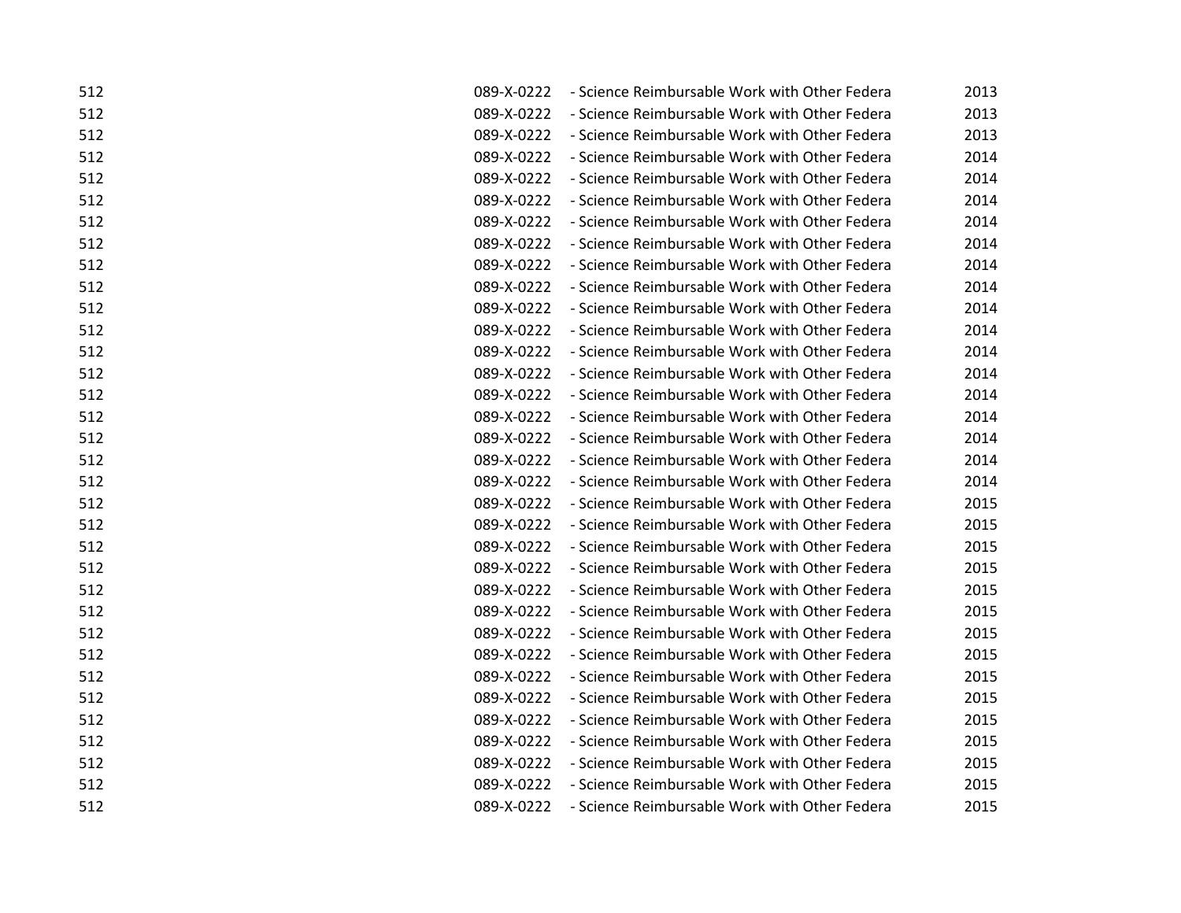| | | | |
|---|---|---|---|
| 512 | 089-X-0222 | - Science Reimbursable Work with Other Federa | 2013 |
| 512 | 089-X-0222 | - Science Reimbursable Work with Other Federa | 2013 |
| 512 | 089-X-0222 | - Science Reimbursable Work with Other Federa | 2013 |
| 512 | 089-X-0222 | - Science Reimbursable Work with Other Federa | 2014 |
| 512 | 089-X-0222 | - Science Reimbursable Work with Other Federa | 2014 |
| 512 | 089-X-0222 | - Science Reimbursable Work with Other Federa | 2014 |
| 512 | 089-X-0222 | - Science Reimbursable Work with Other Federa | 2014 |
| 512 | 089-X-0222 | - Science Reimbursable Work with Other Federa | 2014 |
| 512 | 089-X-0222 | - Science Reimbursable Work with Other Federa | 2014 |
| 512 | 089-X-0222 | - Science Reimbursable Work with Other Federa | 2014 |
| 512 | 089-X-0222 | - Science Reimbursable Work with Other Federa | 2014 |
| 512 | 089-X-0222 | - Science Reimbursable Work with Other Federa | 2014 |
| 512 | 089-X-0222 | - Science Reimbursable Work with Other Federa | 2014 |
| 512 | 089-X-0222 | - Science Reimbursable Work with Other Federa | 2014 |
| 512 | 089-X-0222 | - Science Reimbursable Work with Other Federa | 2014 |
| 512 | 089-X-0222 | - Science Reimbursable Work with Other Federa | 2014 |
| 512 | 089-X-0222 | - Science Reimbursable Work with Other Federa | 2014 |
| 512 | 089-X-0222 | - Science Reimbursable Work with Other Federa | 2014 |
| 512 | 089-X-0222 | - Science Reimbursable Work with Other Federa | 2014 |
| 512 | 089-X-0222 | - Science Reimbursable Work with Other Federa | 2015 |
| 512 | 089-X-0222 | - Science Reimbursable Work with Other Federa | 2015 |
| 512 | 089-X-0222 | - Science Reimbursable Work with Other Federa | 2015 |
| 512 | 089-X-0222 | - Science Reimbursable Work with Other Federa | 2015 |
| 512 | 089-X-0222 | - Science Reimbursable Work with Other Federa | 2015 |
| 512 | 089-X-0222 | - Science Reimbursable Work with Other Federa | 2015 |
| 512 | 089-X-0222 | - Science Reimbursable Work with Other Federa | 2015 |
| 512 | 089-X-0222 | - Science Reimbursable Work with Other Federa | 2015 |
| 512 | 089-X-0222 | - Science Reimbursable Work with Other Federa | 2015 |
| 512 | 089-X-0222 | - Science Reimbursable Work with Other Federa | 2015 |
| 512 | 089-X-0222 | - Science Reimbursable Work with Other Federa | 2015 |
| 512 | 089-X-0222 | - Science Reimbursable Work with Other Federa | 2015 |
| 512 | 089-X-0222 | - Science Reimbursable Work with Other Federa | 2015 |
| 512 | 089-X-0222 | - Science Reimbursable Work with Other Federa | 2015 |
| 512 | 089-X-0222 | - Science Reimbursable Work with Other Federa | 2015 |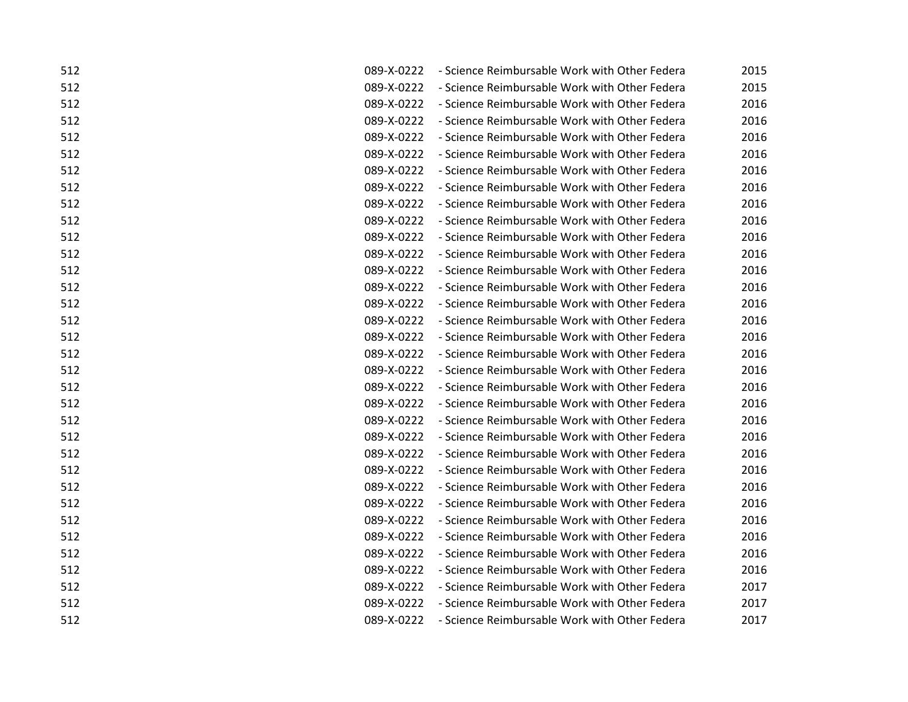| | | | |
|---|---|---|---|
| 512 | 089-X-0222 | - Science Reimbursable Work with Other Federa | 2015 |
| 512 | 089-X-0222 | - Science Reimbursable Work with Other Federa | 2015 |
| 512 | 089-X-0222 | - Science Reimbursable Work with Other Federa | 2016 |
| 512 | 089-X-0222 | - Science Reimbursable Work with Other Federa | 2016 |
| 512 | 089-X-0222 | - Science Reimbursable Work with Other Federa | 2016 |
| 512 | 089-X-0222 | - Science Reimbursable Work with Other Federa | 2016 |
| 512 | 089-X-0222 | - Science Reimbursable Work with Other Federa | 2016 |
| 512 | 089-X-0222 | - Science Reimbursable Work with Other Federa | 2016 |
| 512 | 089-X-0222 | - Science Reimbursable Work with Other Federa | 2016 |
| 512 | 089-X-0222 | - Science Reimbursable Work with Other Federa | 2016 |
| 512 | 089-X-0222 | - Science Reimbursable Work with Other Federa | 2016 |
| 512 | 089-X-0222 | - Science Reimbursable Work with Other Federa | 2016 |
| 512 | 089-X-0222 | - Science Reimbursable Work with Other Federa | 2016 |
| 512 | 089-X-0222 | - Science Reimbursable Work with Other Federa | 2016 |
| 512 | 089-X-0222 | - Science Reimbursable Work with Other Federa | 2016 |
| 512 | 089-X-0222 | - Science Reimbursable Work with Other Federa | 2016 |
| 512 | 089-X-0222 | - Science Reimbursable Work with Other Federa | 2016 |
| 512 | 089-X-0222 | - Science Reimbursable Work with Other Federa | 2016 |
| 512 | 089-X-0222 | - Science Reimbursable Work with Other Federa | 2016 |
| 512 | 089-X-0222 | - Science Reimbursable Work with Other Federa | 2016 |
| 512 | 089-X-0222 | - Science Reimbursable Work with Other Federa | 2016 |
| 512 | 089-X-0222 | - Science Reimbursable Work with Other Federa | 2016 |
| 512 | 089-X-0222 | - Science Reimbursable Work with Other Federa | 2016 |
| 512 | 089-X-0222 | - Science Reimbursable Work with Other Federa | 2016 |
| 512 | 089-X-0222 | - Science Reimbursable Work with Other Federa | 2016 |
| 512 | 089-X-0222 | - Science Reimbursable Work with Other Federa | 2016 |
| 512 | 089-X-0222 | - Science Reimbursable Work with Other Federa | 2016 |
| 512 | 089-X-0222 | - Science Reimbursable Work with Other Federa | 2016 |
| 512 | 089-X-0222 | - Science Reimbursable Work with Other Federa | 2016 |
| 512 | 089-X-0222 | - Science Reimbursable Work with Other Federa | 2016 |
| 512 | 089-X-0222 | - Science Reimbursable Work with Other Federa | 2016 |
| 512 | 089-X-0222 | - Science Reimbursable Work with Other Federa | 2017 |
| 512 | 089-X-0222 | - Science Reimbursable Work with Other Federa | 2017 |
| 512 | 089-X-0222 | - Science Reimbursable Work with Other Federa | 2017 |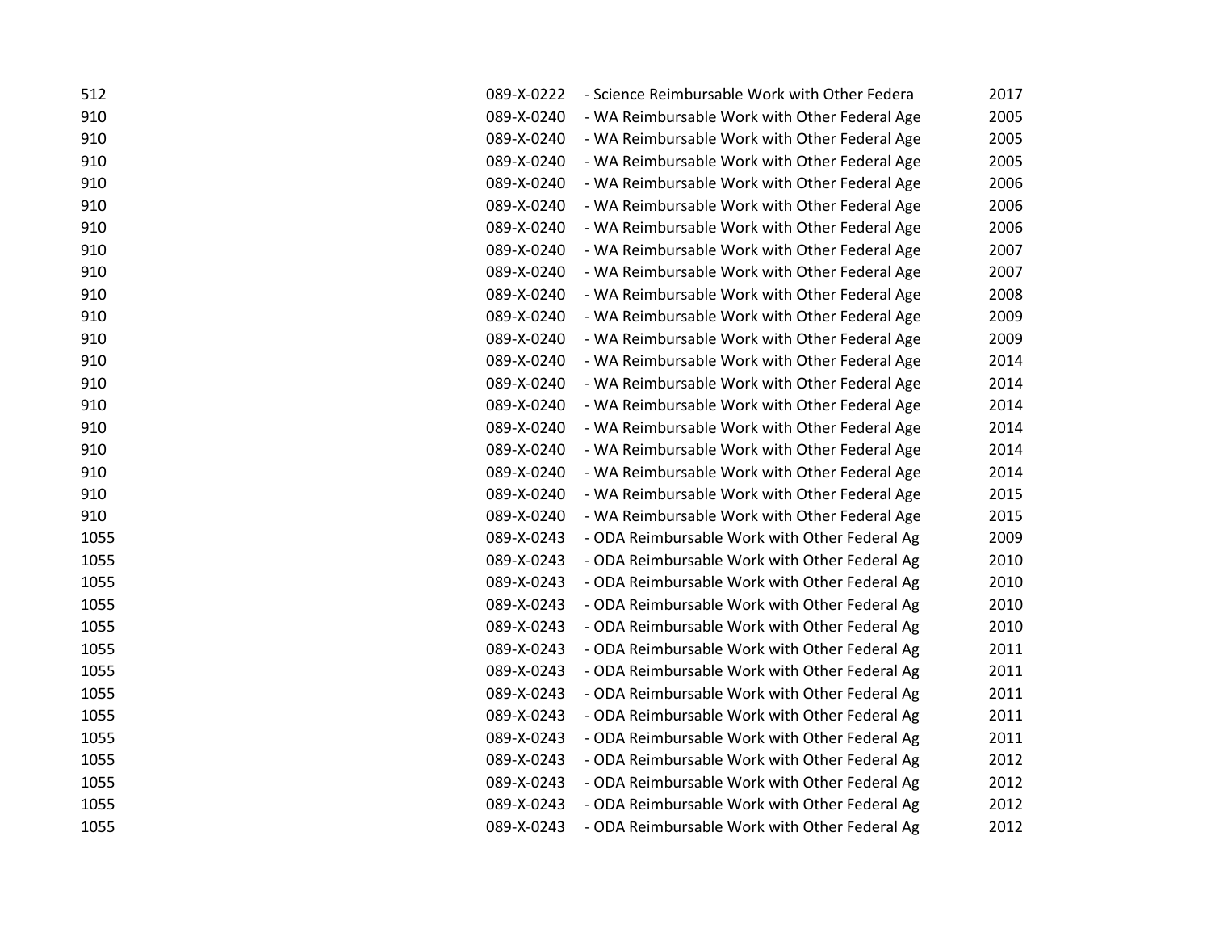| | | | |
|---|---|---|---|
| 512 | 089-X-0222 | - Science Reimbursable Work with Other Federa | 2017 |
| 910 | 089-X-0240 | - WA Reimbursable Work with Other Federal Age | 2005 |
| 910 | 089-X-0240 | - WA Reimbursable Work with Other Federal Age | 2005 |
| 910 | 089-X-0240 | - WA Reimbursable Work with Other Federal Age | 2005 |
| 910 | 089-X-0240 | - WA Reimbursable Work with Other Federal Age | 2006 |
| 910 | 089-X-0240 | - WA Reimbursable Work with Other Federal Age | 2006 |
| 910 | 089-X-0240 | - WA Reimbursable Work with Other Federal Age | 2006 |
| 910 | 089-X-0240 | - WA Reimbursable Work with Other Federal Age | 2007 |
| 910 | 089-X-0240 | - WA Reimbursable Work with Other Federal Age | 2007 |
| 910 | 089-X-0240 | - WA Reimbursable Work with Other Federal Age | 2008 |
| 910 | 089-X-0240 | - WA Reimbursable Work with Other Federal Age | 2009 |
| 910 | 089-X-0240 | - WA Reimbursable Work with Other Federal Age | 2009 |
| 910 | 089-X-0240 | - WA Reimbursable Work with Other Federal Age | 2014 |
| 910 | 089-X-0240 | - WA Reimbursable Work with Other Federal Age | 2014 |
| 910 | 089-X-0240 | - WA Reimbursable Work with Other Federal Age | 2014 |
| 910 | 089-X-0240 | - WA Reimbursable Work with Other Federal Age | 2014 |
| 910 | 089-X-0240 | - WA Reimbursable Work with Other Federal Age | 2014 |
| 910 | 089-X-0240 | - WA Reimbursable Work with Other Federal Age | 2014 |
| 910 | 089-X-0240 | - WA Reimbursable Work with Other Federal Age | 2015 |
| 910 | 089-X-0240 | - WA Reimbursable Work with Other Federal Age | 2015 |
| 1055 | 089-X-0243 | - ODA Reimbursable Work with Other Federal Ag | 2009 |
| 1055 | 089-X-0243 | - ODA Reimbursable Work with Other Federal Ag | 2010 |
| 1055 | 089-X-0243 | - ODA Reimbursable Work with Other Federal Ag | 2010 |
| 1055 | 089-X-0243 | - ODA Reimbursable Work with Other Federal Ag | 2010 |
| 1055 | 089-X-0243 | - ODA Reimbursable Work with Other Federal Ag | 2010 |
| 1055 | 089-X-0243 | - ODA Reimbursable Work with Other Federal Ag | 2011 |
| 1055 | 089-X-0243 | - ODA Reimbursable Work with Other Federal Ag | 2011 |
| 1055 | 089-X-0243 | - ODA Reimbursable Work with Other Federal Ag | 2011 |
| 1055 | 089-X-0243 | - ODA Reimbursable Work with Other Federal Ag | 2011 |
| 1055 | 089-X-0243 | - ODA Reimbursable Work with Other Federal Ag | 2011 |
| 1055 | 089-X-0243 | - ODA Reimbursable Work with Other Federal Ag | 2012 |
| 1055 | 089-X-0243 | - ODA Reimbursable Work with Other Federal Ag | 2012 |
| 1055 | 089-X-0243 | - ODA Reimbursable Work with Other Federal Ag | 2012 |
| 1055 | 089-X-0243 | - ODA Reimbursable Work with Other Federal Ag | 2012 |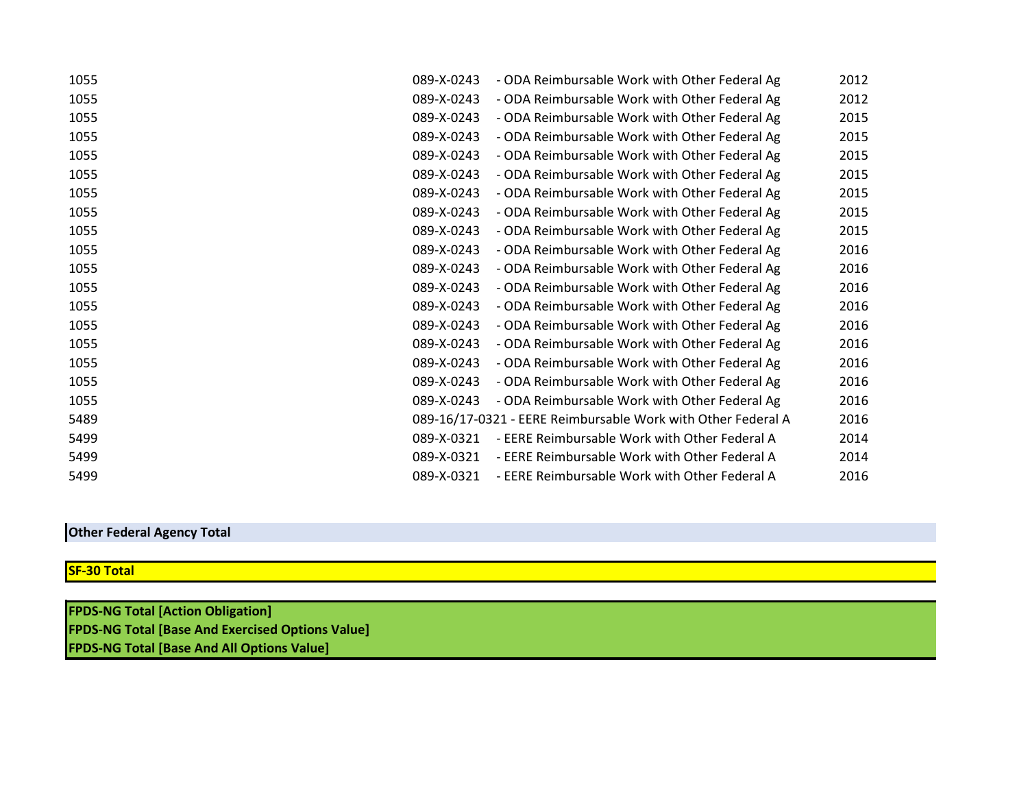| | | |
|---|---|---|
| 1055 | 089-X-0243 - ODA Reimbursable Work with Other Federal Ag | 2012 |
| 1055 | 089-X-0243 - ODA Reimbursable Work with Other Federal Ag | 2012 |
| 1055 | 089-X-0243 - ODA Reimbursable Work with Other Federal Ag | 2015 |
| 1055 | 089-X-0243 - ODA Reimbursable Work with Other Federal Ag | 2015 |
| 1055 | 089-X-0243 - ODA Reimbursable Work with Other Federal Ag | 2015 |
| 1055 | 089-X-0243 - ODA Reimbursable Work with Other Federal Ag | 2015 |
| 1055 | 089-X-0243 - ODA Reimbursable Work with Other Federal Ag | 2015 |
| 1055 | 089-X-0243 - ODA Reimbursable Work with Other Federal Ag | 2015 |
| 1055 | 089-X-0243 - ODA Reimbursable Work with Other Federal Ag | 2015 |
| 1055 | 089-X-0243 - ODA Reimbursable Work with Other Federal Ag | 2016 |
| 1055 | 089-X-0243 - ODA Reimbursable Work with Other Federal Ag | 2016 |
| 1055 | 089-X-0243 - ODA Reimbursable Work with Other Federal Ag | 2016 |
| 1055 | 089-X-0243 - ODA Reimbursable Work with Other Federal Ag | 2016 |
| 1055 | 089-X-0243 - ODA Reimbursable Work with Other Federal Ag | 2016 |
| 1055 | 089-X-0243 - ODA Reimbursable Work with Other Federal Ag | 2016 |
| 1055 | 089-X-0243 - ODA Reimbursable Work with Other Federal Ag | 2016 |
| 1055 | 089-X-0243 - ODA Reimbursable Work with Other Federal Ag | 2016 |
| 1055 | 089-X-0243 - ODA Reimbursable Work with Other Federal Ag | 2016 |
| 5489 | 089-16/17-0321 - EERE Reimbursable Work with Other Federal A | 2016 |
| 5499 | 089-X-0321 - EERE Reimbursable Work with Other Federal A | 2014 |
| 5499 | 089-X-0321 - EERE Reimbursable Work with Other Federal A | 2014 |
| 5499 | 089-X-0321 - EERE Reimbursable Work with Other Federal A | 2016 |

**Other Federal Agency Total**

**SF-30 Total**

**FPDS-NG Total [Action Obligation]**
**FPDS-NG Total [Base And Exercised Options Value]**
**FPDS-NG Total [Base And All Options Value]**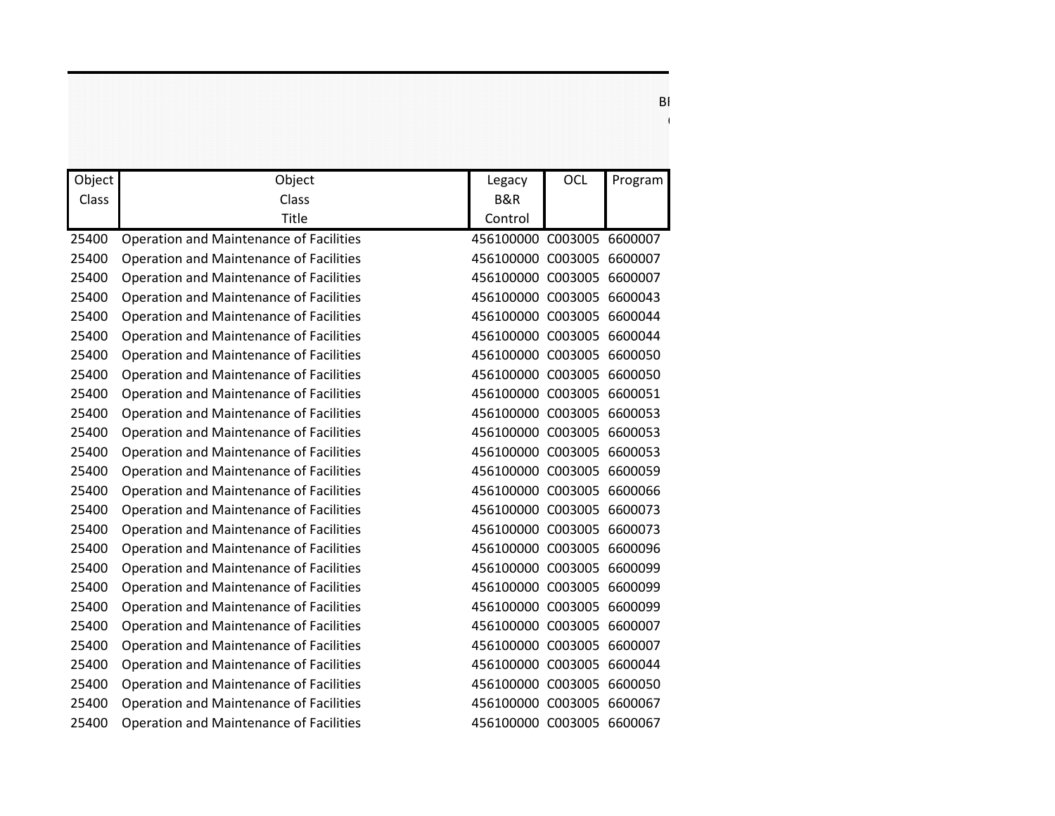| Object Class | Object Class Title | Legacy B&R Control | OCL | Program |
|---|---|---|---|---|
| 25400 | Operation and Maintenance of Facilities | 456100000 | C003005 | 6600007 |
| 25400 | Operation and Maintenance of Facilities | 456100000 | C003005 | 6600007 |
| 25400 | Operation and Maintenance of Facilities | 456100000 | C003005 | 6600007 |
| 25400 | Operation and Maintenance of Facilities | 456100000 | C003005 | 6600043 |
| 25400 | Operation and Maintenance of Facilities | 456100000 | C003005 | 6600044 |
| 25400 | Operation and Maintenance of Facilities | 456100000 | C003005 | 6600044 |
| 25400 | Operation and Maintenance of Facilities | 456100000 | C003005 | 6600050 |
| 25400 | Operation and Maintenance of Facilities | 456100000 | C003005 | 6600050 |
| 25400 | Operation and Maintenance of Facilities | 456100000 | C003005 | 6600051 |
| 25400 | Operation and Maintenance of Facilities | 456100000 | C003005 | 6600053 |
| 25400 | Operation and Maintenance of Facilities | 456100000 | C003005 | 6600053 |
| 25400 | Operation and Maintenance of Facilities | 456100000 | C003005 | 6600053 |
| 25400 | Operation and Maintenance of Facilities | 456100000 | C003005 | 6600059 |
| 25400 | Operation and Maintenance of Facilities | 456100000 | C003005 | 6600066 |
| 25400 | Operation and Maintenance of Facilities | 456100000 | C003005 | 6600073 |
| 25400 | Operation and Maintenance of Facilities | 456100000 | C003005 | 6600073 |
| 25400 | Operation and Maintenance of Facilities | 456100000 | C003005 | 6600096 |
| 25400 | Operation and Maintenance of Facilities | 456100000 | C003005 | 6600099 |
| 25400 | Operation and Maintenance of Facilities | 456100000 | C003005 | 6600099 |
| 25400 | Operation and Maintenance of Facilities | 456100000 | C003005 | 6600099 |
| 25400 | Operation and Maintenance of Facilities | 456100000 | C003005 | 6600007 |
| 25400 | Operation and Maintenance of Facilities | 456100000 | C003005 | 6600007 |
| 25400 | Operation and Maintenance of Facilities | 456100000 | C003005 | 6600044 |
| 25400 | Operation and Maintenance of Facilities | 456100000 | C003005 | 6600050 |
| 25400 | Operation and Maintenance of Facilities | 456100000 | C003005 | 6600067 |
| 25400 | Operation and Maintenance of Facilities | 456100000 | C003005 | 6600067 |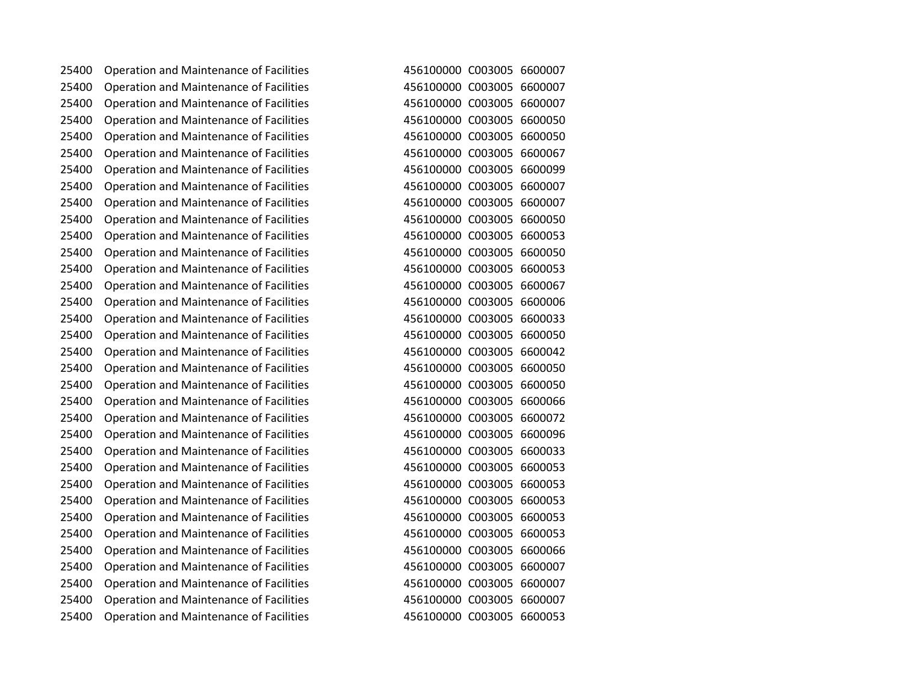| | | | | |
|---|---|---|---|---|
| 25400 | Operation and Maintenance of Facilities | 456100000 | C003005 | 6600007 |
| 25400 | Operation and Maintenance of Facilities | 456100000 | C003005 | 6600007 |
| 25400 | Operation and Maintenance of Facilities | 456100000 | C003005 | 6600007 |
| 25400 | Operation and Maintenance of Facilities | 456100000 | C003005 | 6600050 |
| 25400 | Operation and Maintenance of Facilities | 456100000 | C003005 | 6600050 |
| 25400 | Operation and Maintenance of Facilities | 456100000 | C003005 | 6600067 |
| 25400 | Operation and Maintenance of Facilities | 456100000 | C003005 | 6600099 |
| 25400 | Operation and Maintenance of Facilities | 456100000 | C003005 | 6600007 |
| 25400 | Operation and Maintenance of Facilities | 456100000 | C003005 | 6600007 |
| 25400 | Operation and Maintenance of Facilities | 456100000 | C003005 | 6600050 |
| 25400 | Operation and Maintenance of Facilities | 456100000 | C003005 | 6600053 |
| 25400 | Operation and Maintenance of Facilities | 456100000 | C003005 | 6600050 |
| 25400 | Operation and Maintenance of Facilities | 456100000 | C003005 | 6600053 |
| 25400 | Operation and Maintenance of Facilities | 456100000 | C003005 | 6600067 |
| 25400 | Operation and Maintenance of Facilities | 456100000 | C003005 | 6600006 |
| 25400 | Operation and Maintenance of Facilities | 456100000 | C003005 | 6600033 |
| 25400 | Operation and Maintenance of Facilities | 456100000 | C003005 | 6600050 |
| 25400 | Operation and Maintenance of Facilities | 456100000 | C003005 | 6600042 |
| 25400 | Operation and Maintenance of Facilities | 456100000 | C003005 | 6600050 |
| 25400 | Operation and Maintenance of Facilities | 456100000 | C003005 | 6600050 |
| 25400 | Operation and Maintenance of Facilities | 456100000 | C003005 | 6600066 |
| 25400 | Operation and Maintenance of Facilities | 456100000 | C003005 | 6600072 |
| 25400 | Operation and Maintenance of Facilities | 456100000 | C003005 | 6600096 |
| 25400 | Operation and Maintenance of Facilities | 456100000 | C003005 | 6600033 |
| 25400 | Operation and Maintenance of Facilities | 456100000 | C003005 | 6600053 |
| 25400 | Operation and Maintenance of Facilities | 456100000 | C003005 | 6600053 |
| 25400 | Operation and Maintenance of Facilities | 456100000 | C003005 | 6600053 |
| 25400 | Operation and Maintenance of Facilities | 456100000 | C003005 | 6600053 |
| 25400 | Operation and Maintenance of Facilities | 456100000 | C003005 | 6600053 |
| 25400 | Operation and Maintenance of Facilities | 456100000 | C003005 | 6600066 |
| 25400 | Operation and Maintenance of Facilities | 456100000 | C003005 | 6600007 |
| 25400 | Operation and Maintenance of Facilities | 456100000 | C003005 | 6600007 |
| 25400 | Operation and Maintenance of Facilities | 456100000 | C003005 | 6600007 |
| 25400 | Operation and Maintenance of Facilities | 456100000 | C003005 | 6600053 |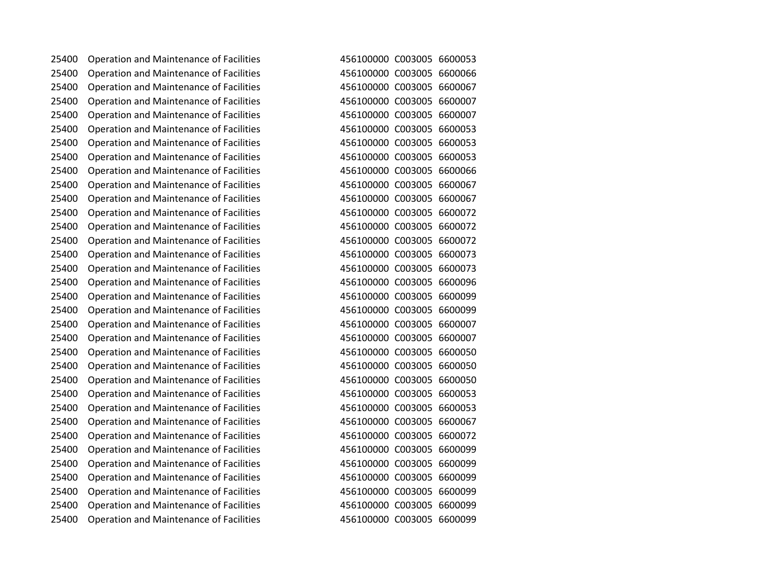| | | | | |
|---|---|---|---|---|
| 25400 | Operation and Maintenance of Facilities | 456100000 | C003005 | 6600053 |
| 25400 | Operation and Maintenance of Facilities | 456100000 | C003005 | 6600066 |
| 25400 | Operation and Maintenance of Facilities | 456100000 | C003005 | 6600067 |
| 25400 | Operation and Maintenance of Facilities | 456100000 | C003005 | 6600007 |
| 25400 | Operation and Maintenance of Facilities | 456100000 | C003005 | 6600007 |
| 25400 | Operation and Maintenance of Facilities | 456100000 | C003005 | 6600053 |
| 25400 | Operation and Maintenance of Facilities | 456100000 | C003005 | 6600053 |
| 25400 | Operation and Maintenance of Facilities | 456100000 | C003005 | 6600053 |
| 25400 | Operation and Maintenance of Facilities | 456100000 | C003005 | 6600066 |
| 25400 | Operation and Maintenance of Facilities | 456100000 | C003005 | 6600067 |
| 25400 | Operation and Maintenance of Facilities | 456100000 | C003005 | 6600067 |
| 25400 | Operation and Maintenance of Facilities | 456100000 | C003005 | 6600072 |
| 25400 | Operation and Maintenance of Facilities | 456100000 | C003005 | 6600072 |
| 25400 | Operation and Maintenance of Facilities | 456100000 | C003005 | 6600072 |
| 25400 | Operation and Maintenance of Facilities | 456100000 | C003005 | 6600073 |
| 25400 | Operation and Maintenance of Facilities | 456100000 | C003005 | 6600073 |
| 25400 | Operation and Maintenance of Facilities | 456100000 | C003005 | 6600096 |
| 25400 | Operation and Maintenance of Facilities | 456100000 | C003005 | 6600099 |
| 25400 | Operation and Maintenance of Facilities | 456100000 | C003005 | 6600099 |
| 25400 | Operation and Maintenance of Facilities | 456100000 | C003005 | 6600007 |
| 25400 | Operation and Maintenance of Facilities | 456100000 | C003005 | 6600007 |
| 25400 | Operation and Maintenance of Facilities | 456100000 | C003005 | 6600050 |
| 25400 | Operation and Maintenance of Facilities | 456100000 | C003005 | 6600050 |
| 25400 | Operation and Maintenance of Facilities | 456100000 | C003005 | 6600050 |
| 25400 | Operation and Maintenance of Facilities | 456100000 | C003005 | 6600053 |
| 25400 | Operation and Maintenance of Facilities | 456100000 | C003005 | 6600053 |
| 25400 | Operation and Maintenance of Facilities | 456100000 | C003005 | 6600067 |
| 25400 | Operation and Maintenance of Facilities | 456100000 | C003005 | 6600072 |
| 25400 | Operation and Maintenance of Facilities | 456100000 | C003005 | 6600099 |
| 25400 | Operation and Maintenance of Facilities | 456100000 | C003005 | 6600099 |
| 25400 | Operation and Maintenance of Facilities | 456100000 | C003005 | 6600099 |
| 25400 | Operation and Maintenance of Facilities | 456100000 | C003005 | 6600099 |
| 25400 | Operation and Maintenance of Facilities | 456100000 | C003005 | 6600099 |
| 25400 | Operation and Maintenance of Facilities | 456100000 | C003005 | 6600099 |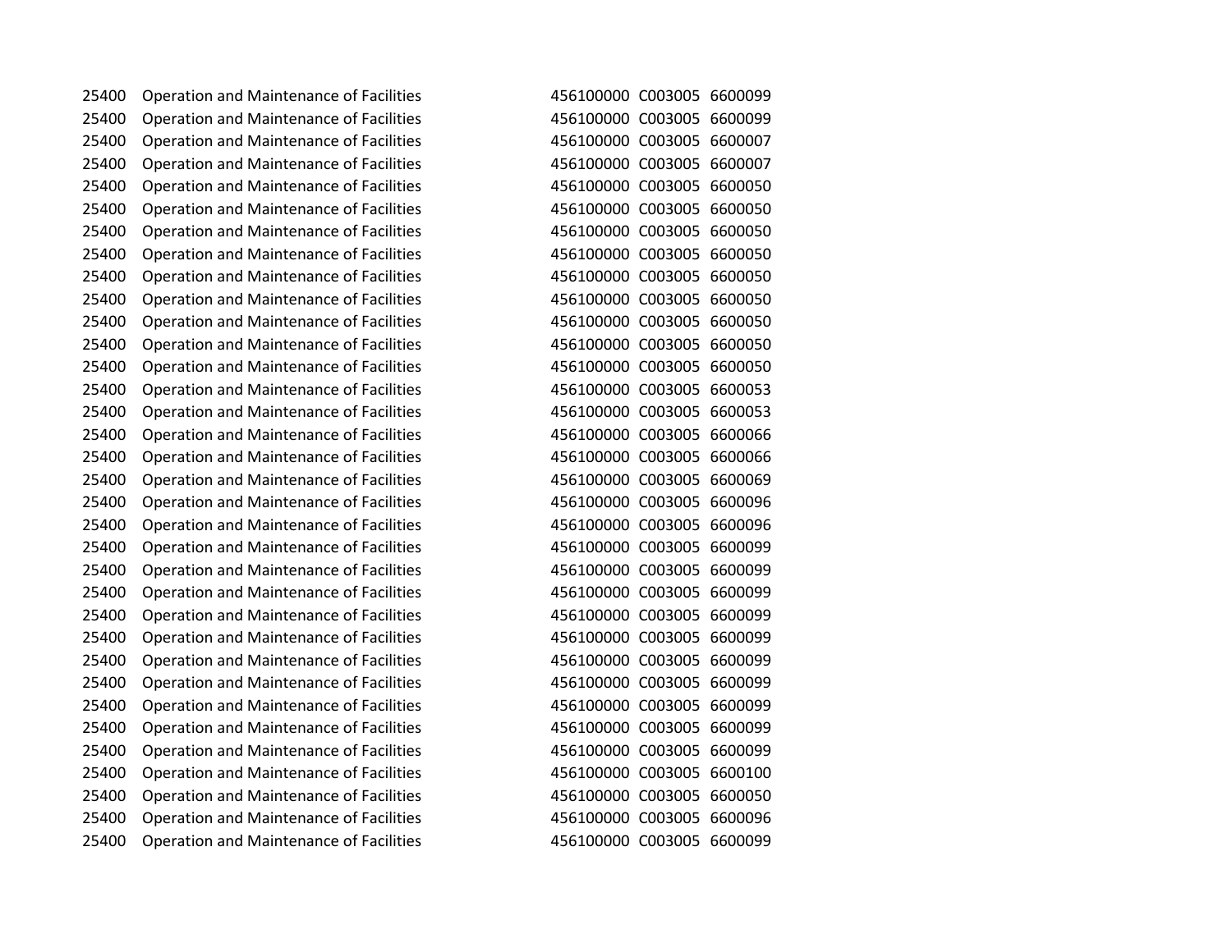| | | | | |
|---|---|---|---|---|
| 25400 | Operation and Maintenance of Facilities | 456100000 | C003005 | 6600099 |
| 25400 | Operation and Maintenance of Facilities | 456100000 | C003005 | 6600099 |
| 25400 | Operation and Maintenance of Facilities | 456100000 | C003005 | 6600007 |
| 25400 | Operation and Maintenance of Facilities | 456100000 | C003005 | 6600007 |
| 25400 | Operation and Maintenance of Facilities | 456100000 | C003005 | 6600050 |
| 25400 | Operation and Maintenance of Facilities | 456100000 | C003005 | 6600050 |
| 25400 | Operation and Maintenance of Facilities | 456100000 | C003005 | 6600050 |
| 25400 | Operation and Maintenance of Facilities | 456100000 | C003005 | 6600050 |
| 25400 | Operation and Maintenance of Facilities | 456100000 | C003005 | 6600050 |
| 25400 | Operation and Maintenance of Facilities | 456100000 | C003005 | 6600050 |
| 25400 | Operation and Maintenance of Facilities | 456100000 | C003005 | 6600050 |
| 25400 | Operation and Maintenance of Facilities | 456100000 | C003005 | 6600050 |
| 25400 | Operation and Maintenance of Facilities | 456100000 | C003005 | 6600050 |
| 25400 | Operation and Maintenance of Facilities | 456100000 | C003005 | 6600053 |
| 25400 | Operation and Maintenance of Facilities | 456100000 | C003005 | 6600053 |
| 25400 | Operation and Maintenance of Facilities | 456100000 | C003005 | 6600066 |
| 25400 | Operation and Maintenance of Facilities | 456100000 | C003005 | 6600066 |
| 25400 | Operation and Maintenance of Facilities | 456100000 | C003005 | 6600069 |
| 25400 | Operation and Maintenance of Facilities | 456100000 | C003005 | 6600096 |
| 25400 | Operation and Maintenance of Facilities | 456100000 | C003005 | 6600096 |
| 25400 | Operation and Maintenance of Facilities | 456100000 | C003005 | 6600099 |
| 25400 | Operation and Maintenance of Facilities | 456100000 | C003005 | 6600099 |
| 25400 | Operation and Maintenance of Facilities | 456100000 | C003005 | 6600099 |
| 25400 | Operation and Maintenance of Facilities | 456100000 | C003005 | 6600099 |
| 25400 | Operation and Maintenance of Facilities | 456100000 | C003005 | 6600099 |
| 25400 | Operation and Maintenance of Facilities | 456100000 | C003005 | 6600099 |
| 25400 | Operation and Maintenance of Facilities | 456100000 | C003005 | 6600099 |
| 25400 | Operation and Maintenance of Facilities | 456100000 | C003005 | 6600099 |
| 25400 | Operation and Maintenance of Facilities | 456100000 | C003005 | 6600099 |
| 25400 | Operation and Maintenance of Facilities | 456100000 | C003005 | 6600099 |
| 25400 | Operation and Maintenance of Facilities | 456100000 | C003005 | 6600100 |
| 25400 | Operation and Maintenance of Facilities | 456100000 | C003005 | 6600050 |
| 25400 | Operation and Maintenance of Facilities | 456100000 | C003005 | 6600096 |
| 25400 | Operation and Maintenance of Facilities | 456100000 | C003005 | 6600099 |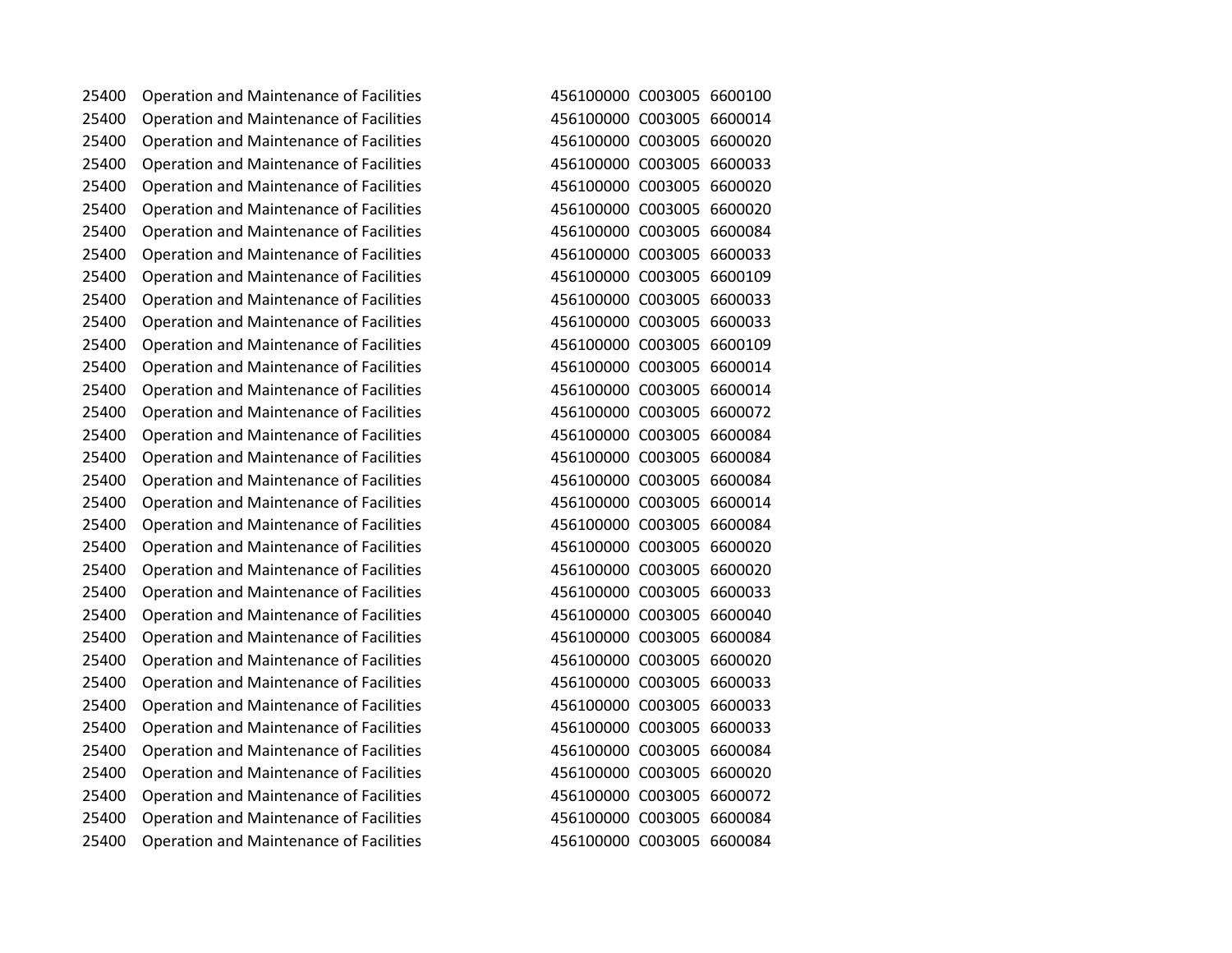| | | | | |
|---|---|---|---|---|
| 25400 | Operation and Maintenance of Facilities | 456100000 | C003005 | 6600100 |
| 25400 | Operation and Maintenance of Facilities | 456100000 | C003005 | 6600014 |
| 25400 | Operation and Maintenance of Facilities | 456100000 | C003005 | 6600020 |
| 25400 | Operation and Maintenance of Facilities | 456100000 | C003005 | 6600033 |
| 25400 | Operation and Maintenance of Facilities | 456100000 | C003005 | 6600020 |
| 25400 | Operation and Maintenance of Facilities | 456100000 | C003005 | 6600020 |
| 25400 | Operation and Maintenance of Facilities | 456100000 | C003005 | 6600084 |
| 25400 | Operation and Maintenance of Facilities | 456100000 | C003005 | 6600033 |
| 25400 | Operation and Maintenance of Facilities | 456100000 | C003005 | 6600109 |
| 25400 | Operation and Maintenance of Facilities | 456100000 | C003005 | 6600033 |
| 25400 | Operation and Maintenance of Facilities | 456100000 | C003005 | 6600033 |
| 25400 | Operation and Maintenance of Facilities | 456100000 | C003005 | 6600109 |
| 25400 | Operation and Maintenance of Facilities | 456100000 | C003005 | 6600014 |
| 25400 | Operation and Maintenance of Facilities | 456100000 | C003005 | 6600014 |
| 25400 | Operation and Maintenance of Facilities | 456100000 | C003005 | 6600072 |
| 25400 | Operation and Maintenance of Facilities | 456100000 | C003005 | 6600084 |
| 25400 | Operation and Maintenance of Facilities | 456100000 | C003005 | 6600084 |
| 25400 | Operation and Maintenance of Facilities | 456100000 | C003005 | 6600084 |
| 25400 | Operation and Maintenance of Facilities | 456100000 | C003005 | 6600014 |
| 25400 | Operation and Maintenance of Facilities | 456100000 | C003005 | 6600084 |
| 25400 | Operation and Maintenance of Facilities | 456100000 | C003005 | 6600020 |
| 25400 | Operation and Maintenance of Facilities | 456100000 | C003005 | 6600020 |
| 25400 | Operation and Maintenance of Facilities | 456100000 | C003005 | 6600033 |
| 25400 | Operation and Maintenance of Facilities | 456100000 | C003005 | 6600040 |
| 25400 | Operation and Maintenance of Facilities | 456100000 | C003005 | 6600084 |
| 25400 | Operation and Maintenance of Facilities | 456100000 | C003005 | 6600020 |
| 25400 | Operation and Maintenance of Facilities | 456100000 | C003005 | 6600033 |
| 25400 | Operation and Maintenance of Facilities | 456100000 | C003005 | 6600033 |
| 25400 | Operation and Maintenance of Facilities | 456100000 | C003005 | 6600033 |
| 25400 | Operation and Maintenance of Facilities | 456100000 | C003005 | 6600084 |
| 25400 | Operation and Maintenance of Facilities | 456100000 | C003005 | 6600020 |
| 25400 | Operation and Maintenance of Facilities | 456100000 | C003005 | 6600072 |
| 25400 | Operation and Maintenance of Facilities | 456100000 | C003005 | 6600084 |
| 25400 | Operation and Maintenance of Facilities | 456100000 | C003005 | 6600084 |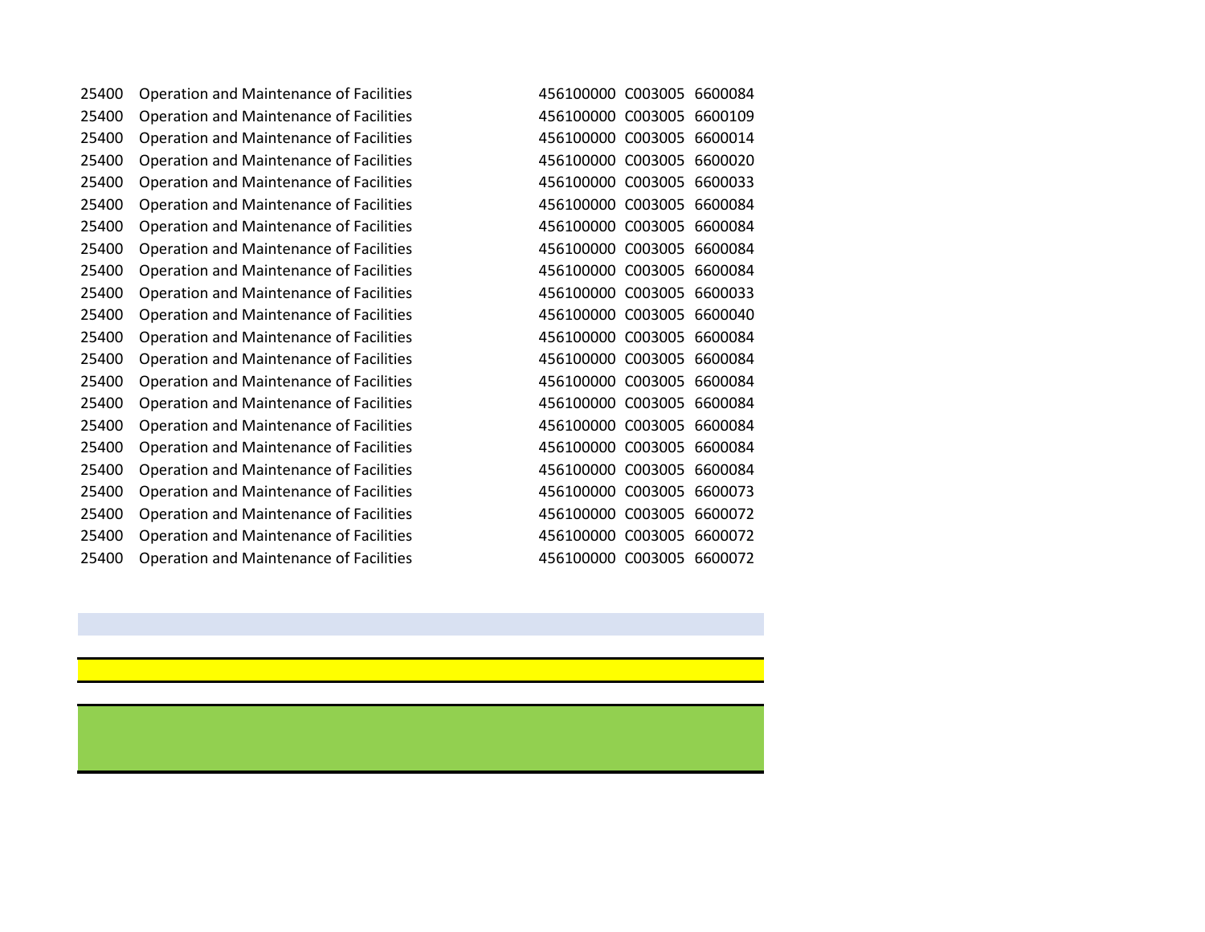| | | | | |
|---|---|---|---|---|
| 25400 | Operation and Maintenance of Facilities | 456100000 | C003005 | 6600084 |
| 25400 | Operation and Maintenance of Facilities | 456100000 | C003005 | 6600109 |
| 25400 | Operation and Maintenance of Facilities | 456100000 | C003005 | 6600014 |
| 25400 | Operation and Maintenance of Facilities | 456100000 | C003005 | 6600020 |
| 25400 | Operation and Maintenance of Facilities | 456100000 | C003005 | 6600033 |
| 25400 | Operation and Maintenance of Facilities | 456100000 | C003005 | 6600084 |
| 25400 | Operation and Maintenance of Facilities | 456100000 | C003005 | 6600084 |
| 25400 | Operation and Maintenance of Facilities | 456100000 | C003005 | 6600084 |
| 25400 | Operation and Maintenance of Facilities | 456100000 | C003005 | 6600084 |
| 25400 | Operation and Maintenance of Facilities | 456100000 | C003005 | 6600033 |
| 25400 | Operation and Maintenance of Facilities | 456100000 | C003005 | 6600040 |
| 25400 | Operation and Maintenance of Facilities | 456100000 | C003005 | 6600084 |
| 25400 | Operation and Maintenance of Facilities | 456100000 | C003005 | 6600084 |
| 25400 | Operation and Maintenance of Facilities | 456100000 | C003005 | 6600084 |
| 25400 | Operation and Maintenance of Facilities | 456100000 | C003005 | 6600084 |
| 25400 | Operation and Maintenance of Facilities | 456100000 | C003005 | 6600084 |
| 25400 | Operation and Maintenance of Facilities | 456100000 | C003005 | 6600084 |
| 25400 | Operation and Maintenance of Facilities | 456100000 | C003005 | 6600084 |
| 25400 | Operation and Maintenance of Facilities | 456100000 | C003005 | 6600073 |
| 25400 | Operation and Maintenance of Facilities | 456100000 | C003005 | 6600072 |
| 25400 | Operation and Maintenance of Facilities | 456100000 | C003005 | 6600072 |
| 25400 | Operation and Maintenance of Facilities | 456100000 | C003005 | 6600072 |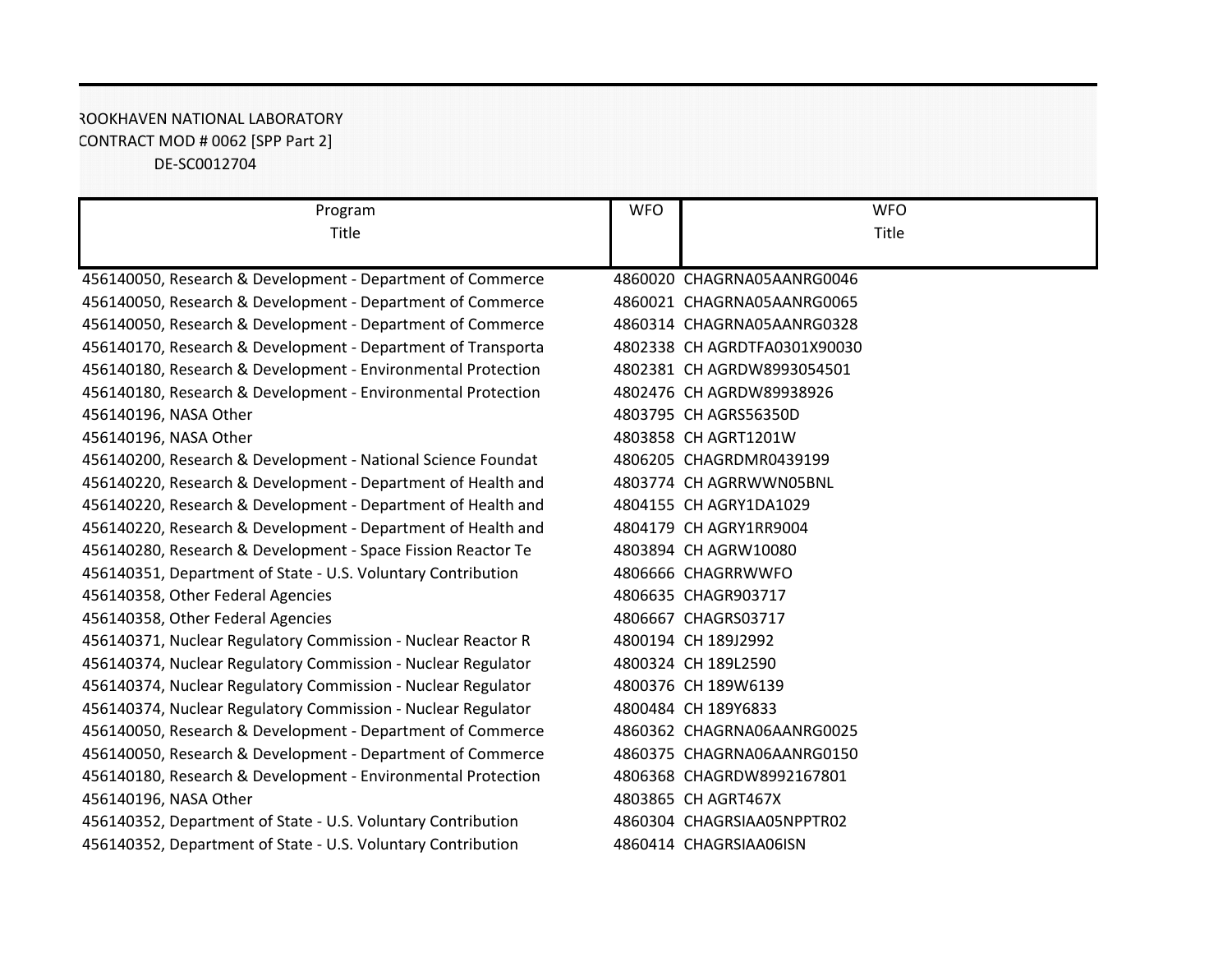ROOKHAVEN NATIONAL LABORATORY
CONTRACT MOD # 0062 [SPP Part 2]
DE-SC0012704

| Program Title | WFO | WFO Title |
|---|---|---|
| 456140050, Research & Development - Department of Commerce | 4860020 | CHAGRNA05AANRG0046 |
| 456140050, Research & Development - Department of Commerce | 4860021 | CHAGRNA05AANRG0065 |
| 456140050, Research & Development - Department of Commerce | 4860314 | CHAGRNA05AANRG0328 |
| 456140170, Research & Development - Department of Transporta | 4802338 | CH AGRDTFA0301X90030 |
| 456140180, Research & Development - Environmental Protection | 4802381 | CH AGRDW8993054501 |
| 456140180, Research & Development - Environmental Protection | 4802476 | CH AGRDW89938926 |
| 456140196, NASA Other | 4803795 | CH AGRS56350D |
| 456140196, NASA Other | 4803858 | CH AGRT1201W |
| 456140200, Research & Development - National Science Foundat | 4806205 | CHAGRDMR0439199 |
| 456140220, Research & Development - Department of Health and | 4803774 | CH AGRRWWN05BNL |
| 456140220, Research & Development - Department of Health and | 4804155 | CH AGRY1DA1029 |
| 456140220, Research & Development - Department of Health and | 4804179 | CH AGRY1RR9004 |
| 456140280, Research & Development - Space Fission Reactor Te | 4803894 | CH AGRW10080 |
| 456140351, Department of State - U.S. Voluntary Contribution | 4806666 | CHAGRRWWFO |
| 456140358, Other Federal Agencies | 4806635 | CHAGR903717 |
| 456140358, Other Federal Agencies | 4806667 | CHAGRS03717 |
| 456140371, Nuclear Regulatory Commission - Nuclear Reactor R | 4800194 | CH 189J2992 |
| 456140374, Nuclear Regulatory Commission - Nuclear Regulator | 4800324 | CH 189L2590 |
| 456140374, Nuclear Regulatory Commission - Nuclear Regulator | 4800376 | CH 189W6139 |
| 456140374, Nuclear Regulatory Commission - Nuclear Regulator | 4800484 | CH 189Y6833 |
| 456140050, Research & Development - Department of Commerce | 4860362 | CHAGRNA06AANRG0025 |
| 456140050, Research & Development - Department of Commerce | 4860375 | CHAGRNA06AANRG0150 |
| 456140180, Research & Development - Environmental Protection | 4806368 | CHAGRDW8992167801 |
| 456140196, NASA Other | 4803865 | CH AGRT467X |
| 456140352, Department of State - U.S. Voluntary Contribution | 4860304 | CHAGRSIAA05NPPTR02 |
| 456140352, Department of State - U.S. Voluntary Contribution | 4860414 | CHAGRSIAA06ISN |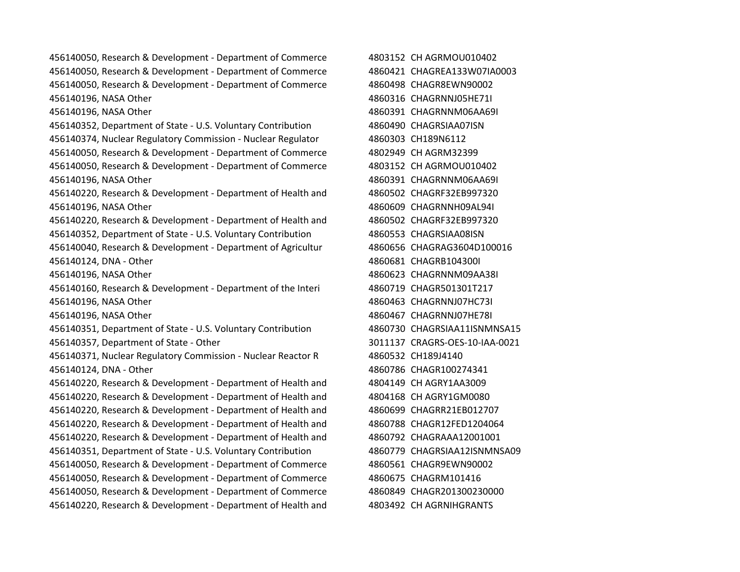| | |
|---|---|
| 456140050, Research & Development - Department of Commerce | 4803152 CH AGRMOU010402 |
| 456140050, Research & Development - Department of Commerce | 4860421 CHAGREA133W07IA0003 |
| 456140050, Research & Development - Department of Commerce | 4860498 CHAGR8EWN90002 |
| 456140196, NASA Other | 4860316 CHAGRNNJ05HE71I |
| 456140196, NASA Other | 4860391 CHAGRNNM06AA69I |
| 456140352, Department of State - U.S. Voluntary Contribution | 4860490 CHAGRSIAA07ISN |
| 456140374, Nuclear Regulatory Commission - Nuclear Regulator | 4860303 CH189N6112 |
| 456140050, Research & Development - Department of Commerce | 4802949 CH AGRM32399 |
| 456140050, Research & Development - Department of Commerce | 4803152 CH AGRMOU010402 |
| 456140196, NASA Other | 4860391 CHAGRNNM06AA69I |
| 456140220, Research & Development - Department of Health and | 4860502 CHAGRF32EB997320 |
| 456140196, NASA Other | 4860609 CHAGRNNH09AL94I |
| 456140220, Research & Development - Department of Health and | 4860502 CHAGRF32EB997320 |
| 456140352, Department of State - U.S. Voluntary Contribution | 4860553 CHAGRSIAA08ISN |
| 456140040, Research & Development - Department of Agricultur | 4860656 CHAGRAG3604D100016 |
| 456140124, DNA - Other | 4860681 CHAGRB104300I |
| 456140196, NASA Other | 4860623 CHAGRNNM09AA38I |
| 456140160, Research & Development - Department of the Interi | 4860719 CHAGR501301T217 |
| 456140196, NASA Other | 4860463 CHAGRNNJ07HC73I |
| 456140196, NASA Other | 4860467 CHAGRNNJ07HE78I |
| 456140351, Department of State - U.S. Voluntary Contribution | 4860730 CHAGRSIAA11ISNMNSA15 |
| 456140357, Department of State - Other | 3011137 CRAGRS-OES-10-IAA-0021 |
| 456140371, Nuclear Regulatory Commission - Nuclear Reactor R | 4860532 CH189J4140 |
| 456140124, DNA - Other | 4860786 CHAGR100274341 |
| 456140220, Research & Development - Department of Health and | 4804149 CH AGRY1AA3009 |
| 456140220, Research & Development - Department of Health and | 4804168 CH AGRY1GM0080 |
| 456140220, Research & Development - Department of Health and | 4860699 CHAGRR21EB012707 |
| 456140220, Research & Development - Department of Health and | 4860788 CHAGR12FED1204064 |
| 456140220, Research & Development - Department of Health and | 4860792 CHAGRAAA12001001 |
| 456140351, Department of State - U.S. Voluntary Contribution | 4860779 CHAGRSIAA12ISNMNSA09 |
| 456140050, Research & Development - Department of Commerce | 4860561 CHAGR9EWN90002 |
| 456140050, Research & Development - Department of Commerce | 4860675 CHAGRM101416 |
| 456140050, Research & Development - Department of Commerce | 4860849 CHAGR201300230000 |
| 456140220, Research & Development - Department of Health and | 4803492 CH AGRNIHGRANTS |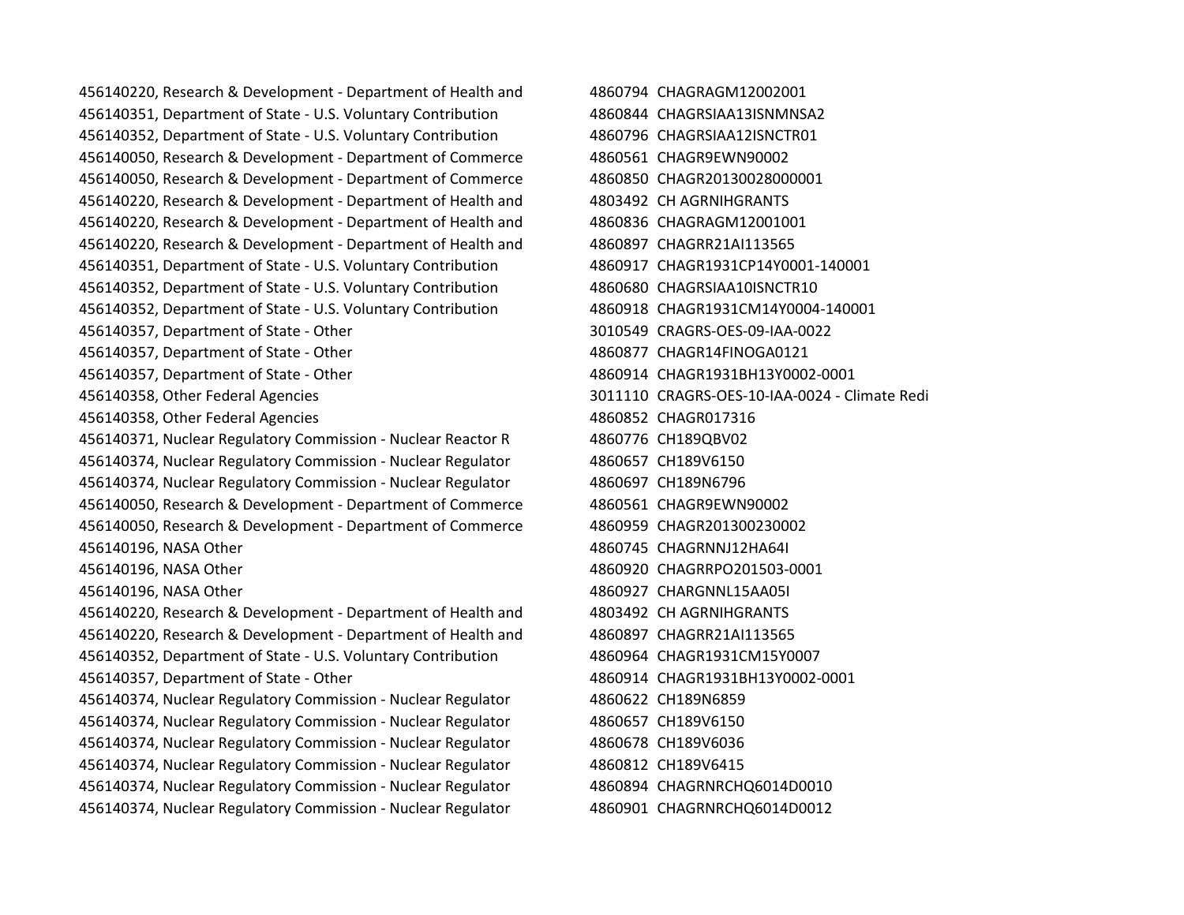| | | |
|---|---|---|
| 456140220, Research & Development - Department of Health and | 4860794 | CHAGRAGM12002001 |
| 456140351, Department of State - U.S. Voluntary Contribution | 4860844 | CHAGRSIAA13ISNMNSA2 |
| 456140352, Department of State - U.S. Voluntary Contribution | 4860796 | CHAGRSIAA12ISNCTR01 |
| 456140050, Research & Development - Department of Commerce | 4860561 | CHAGR9EWN90002 |
| 456140050, Research & Development - Department of Commerce | 4860850 | CHAGR20130028000001 |
| 456140220, Research & Development - Department of Health and | 4803492 | CH AGRNIHGRANTS |
| 456140220, Research & Development - Department of Health and | 4860836 | CHAGRAGM12001001 |
| 456140220, Research & Development - Department of Health and | 4860897 | CHAGRR21AI113565 |
| 456140351, Department of State - U.S. Voluntary Contribution | 4860917 | CHAGR1931CP14Y0001-140001 |
| 456140352, Department of State - U.S. Voluntary Contribution | 4860680 | CHAGRSIAA10ISNCTR10 |
| 456140352, Department of State - U.S. Voluntary Contribution | 4860918 | CHAGR1931CM14Y0004-140001 |
| 456140357, Department of State - Other | 3010549 | CRAGRS-OES-09-IAA-0022 |
| 456140357, Department of State - Other | 4860877 | CHAGR14FINOGA0121 |
| 456140357, Department of State - Other | 4860914 | CHAGR1931BH13Y0002-0001 |
| 456140358, Other Federal Agencies | 3011110 | CRAGRS-OES-10-IAA-0024 - Climate Redi |
| 456140358, Other Federal Agencies | 4860852 | CHAGR017316 |
| 456140371, Nuclear Regulatory Commission - Nuclear Reactor R | 4860776 | CH189QBV02 |
| 456140374, Nuclear Regulatory Commission - Nuclear Regulator | 4860657 | CH189V6150 |
| 456140374, Nuclear Regulatory Commission - Nuclear Regulator | 4860697 | CH189N6796 |
| 456140050, Research & Development - Department of Commerce | 4860561 | CHAGR9EWN90002 |
| 456140050, Research & Development - Department of Commerce | 4860959 | CHAGR201300230002 |
| 456140196, NASA Other | 4860745 | CHAGRNNJ12HA64I |
| 456140196, NASA Other | 4860920 | CHAGRRPO201503-0001 |
| 456140196, NASA Other | 4860927 | CHARGNNL15AA05I |
| 456140220, Research & Development - Department of Health and | 4803492 | CH AGRNIHGRANTS |
| 456140220, Research & Development - Department of Health and | 4860897 | CHAGRR21AI113565 |
| 456140352, Department of State - U.S. Voluntary Contribution | 4860964 | CHAGR1931CM15Y0007 |
| 456140357, Department of State - Other | 4860914 | CHAGR1931BH13Y0002-0001 |
| 456140374, Nuclear Regulatory Commission - Nuclear Regulator | 4860622 | CH189N6859 |
| 456140374, Nuclear Regulatory Commission - Nuclear Regulator | 4860657 | CH189V6150 |
| 456140374, Nuclear Regulatory Commission - Nuclear Regulator | 4860678 | CH189V6036 |
| 456140374, Nuclear Regulatory Commission - Nuclear Regulator | 4860812 | CH189V6415 |
| 456140374, Nuclear Regulatory Commission - Nuclear Regulator | 4860894 | CHAGRNRCHQ6014D0010 |
| 456140374, Nuclear Regulatory Commission - Nuclear Regulator | 4860901 | CHAGRNRCHQ6014D0012 |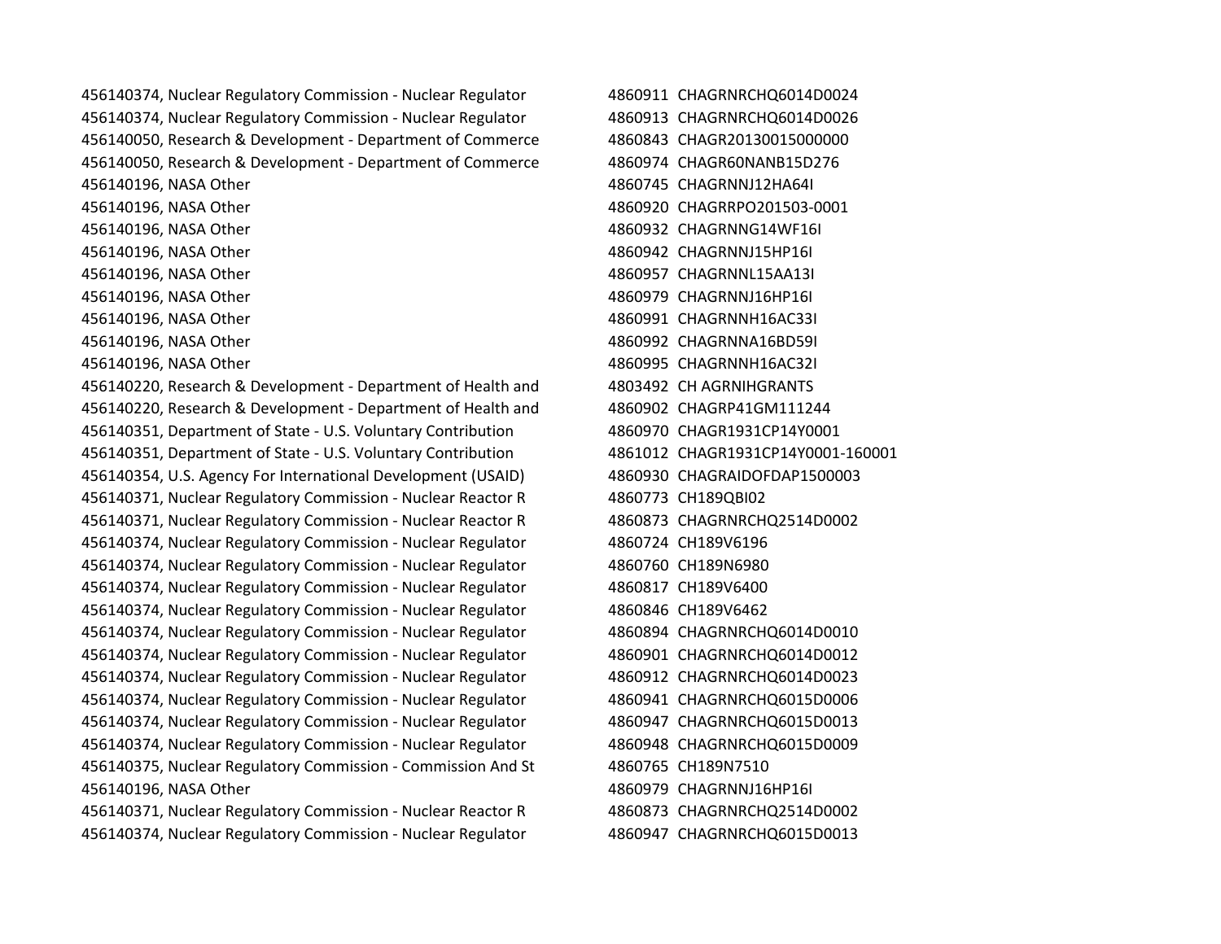| | |
|---|---|
| 456140374, Nuclear Regulatory Commission - Nuclear Regulator | 4860911 CHAGRNRCHQ6014D0024 |
| 456140374, Nuclear Regulatory Commission - Nuclear Regulator | 4860913 CHAGRNRCHQ6014D0026 |
| 456140050, Research & Development - Department of Commerce | 4860843 CHAGR20130015000000 |
| 456140050, Research & Development - Department of Commerce | 4860974 CHAGR60NANB15D276 |
| 456140196, NASA Other | 4860745 CHAGRNNJ12HA64I |
| 456140196, NASA Other | 4860920 CHAGRRPO201503-0001 |
| 456140196, NASA Other | 4860932 CHAGRNNG14WF16I |
| 456140196, NASA Other | 4860942 CHAGRNNJ15HP16I |
| 456140196, NASA Other | 4860957 CHAGRNNL15AA13I |
| 456140196, NASA Other | 4860979 CHAGRNNJ16HP16I |
| 456140196, NASA Other | 4860991 CHAGRNNH16AC33I |
| 456140196, NASA Other | 4860992 CHAGRNNA16BD59I |
| 456140196, NASA Other | 4860995 CHAGRNNH16AC32I |
| 456140220, Research & Development - Department of Health and | 4803492 CH AGRNIHGRANTS |
| 456140220, Research & Development - Department of Health and | 4860902 CHAGRP41GM111244 |
| 456140351, Department of State - U.S. Voluntary Contribution | 4860970 CHAGR1931CP14Y0001 |
| 456140351, Department of State - U.S. Voluntary Contribution | 4861012 CHAGR1931CP14Y0001-160001 |
| 456140354, U.S. Agency For International Development (USAID) | 4860930 CHAGRAIDOFDAP1500003 |
| 456140371, Nuclear Regulatory Commission - Nuclear Reactor R | 4860773 CH189QBI02 |
| 456140371, Nuclear Regulatory Commission - Nuclear Reactor R | 4860873 CHAGRNRCHQ2514D0002 |
| 456140374, Nuclear Regulatory Commission - Nuclear Regulator | 4860724 CH189V6196 |
| 456140374, Nuclear Regulatory Commission - Nuclear Regulator | 4860760 CH189N6980 |
| 456140374, Nuclear Regulatory Commission - Nuclear Regulator | 4860817 CH189V6400 |
| 456140374, Nuclear Regulatory Commission - Nuclear Regulator | 4860846 CH189V6462 |
| 456140374, Nuclear Regulatory Commission - Nuclear Regulator | 4860894 CHAGRNRCHQ6014D0010 |
| 456140374, Nuclear Regulatory Commission - Nuclear Regulator | 4860901 CHAGRNRCHQ6014D0012 |
| 456140374, Nuclear Regulatory Commission - Nuclear Regulator | 4860912 CHAGRNRCHQ6014D0023 |
| 456140374, Nuclear Regulatory Commission - Nuclear Regulator | 4860941 CHAGRNRCHQ6015D0006 |
| 456140374, Nuclear Regulatory Commission - Nuclear Regulator | 4860947 CHAGRNRCHQ6015D0013 |
| 456140374, Nuclear Regulatory Commission - Nuclear Regulator | 4860948 CHAGRNRCHQ6015D0009 |
| 456140375, Nuclear Regulatory Commission - Commission And St | 4860765 CH189N7510 |
| 456140196, NASA Other | 4860979 CHAGRNNJ16HP16I |
| 456140371, Nuclear Regulatory Commission - Nuclear Reactor R | 4860873 CHAGRNRCHQ2514D0002 |
| 456140374, Nuclear Regulatory Commission - Nuclear Regulator | 4860947 CHAGRNRCHQ6015D0013 |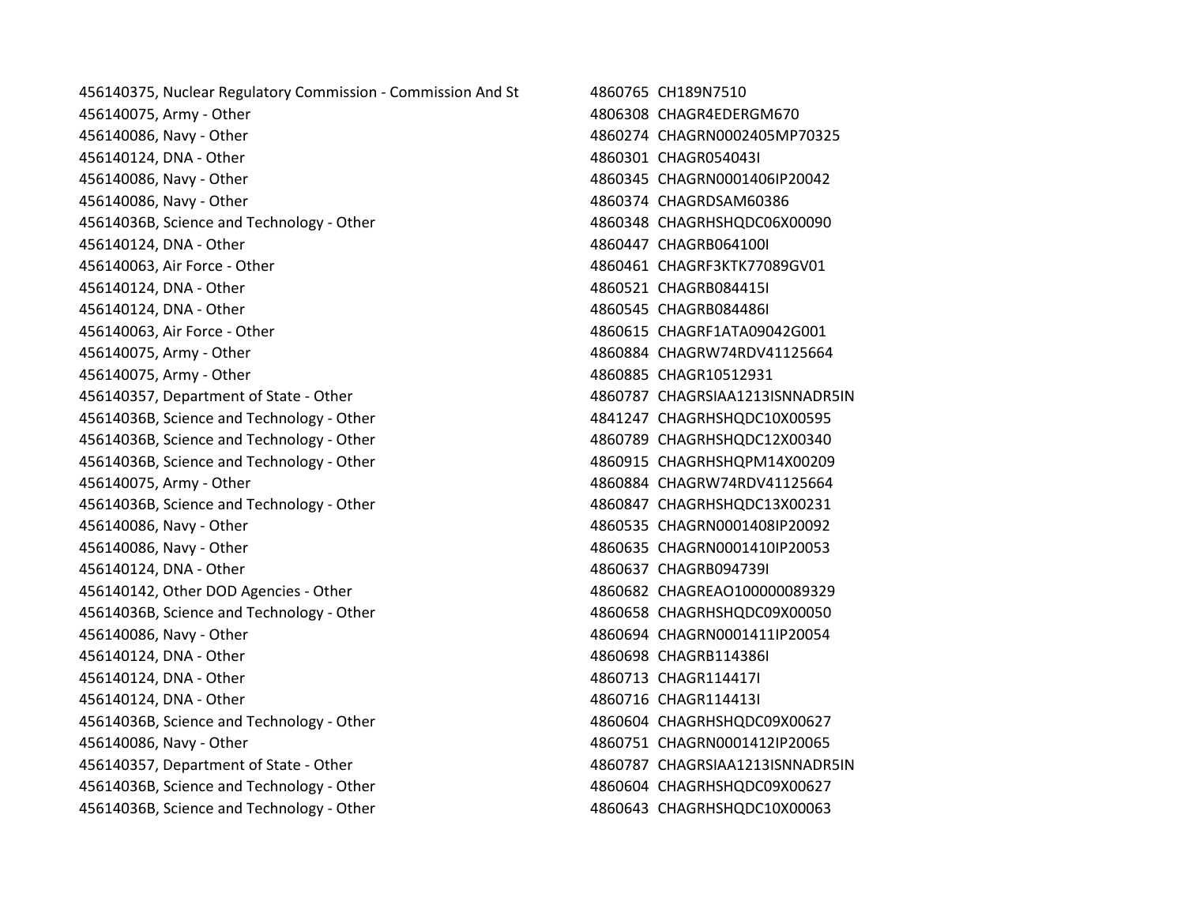456140375, Nuclear Regulatory Commission - Commission And St
456140075, Army - Other
456140086, Navy - Other
456140124, DNA - Other
456140086, Navy - Other
456140086, Navy - Other
45614036B, Science and Technology - Other
456140124, DNA - Other
456140063, Air Force - Other
456140124, DNA - Other
456140124, DNA - Other
456140063, Air Force - Other
456140075, Army - Other
456140075, Army - Other
456140357, Department of State - Other
45614036B, Science and Technology - Other
45614036B, Science and Technology - Other
45614036B, Science and Technology - Other
456140075, Army - Other
45614036B, Science and Technology - Other
456140086, Navy - Other
456140086, Navy - Other
456140124, DNA - Other
456140142, Other DOD Agencies - Other
45614036B, Science and Technology - Other
456140086, Navy - Other
456140124, DNA - Other
456140124, DNA - Other
456140124, DNA - Other
45614036B, Science and Technology - Other
456140086, Navy - Other
456140357, Department of State - Other
45614036B, Science and Technology - Other
45614036B, Science and Technology - Other

4860765 CH189N7510
4806308 CHAGR4EDERGM670
4860274 CHAGRN0002405MP70325
4860301 CHAGR054043I
4860345 CHAGRN0001406IP20042
4860374 CHAGRDSAM60386
4860348 CHAGRHSHQDC06X00090
4860447 CHAGRB064100I
4860461 CHAGRF3KTK77089GV01
4860521 CHAGRB084415I
4860545 CHAGRB084486I
4860615 CHAGRF1ATA09042G001
4860884 CHAGRW74RDV41125664
4860885 CHAGR10512931
4860787 CHAGRSIAA1213ISNNADR5IN
4841247 CHAGRHSHQDC10X00595
4860789 CHAGRHSHQDC12X00340
4860915 CHAGRHSHQPM14X00209
4860884 CHAGRW74RDV41125664
4860847 CHAGRHSHQDC13X00231
4860535 CHAGRN0001408IP20092
4860635 CHAGRN0001410IP20053
4860637 CHAGRB094739I
4860682 CHAGREAO100000089329
4860658 CHAGRHSHQDC09X00050
4860694 CHAGRN0001411IP20054
4860698 CHAGRB114386I
4860713 CHAGR114417I
4860716 CHAGR114413I
4860604 CHAGRHSHQDC09X00627
4860751 CHAGRN0001412IP20065
4860787 CHAGRSIAA1213ISNNADR5IN
4860604 CHAGRHSHQDC09X00627
4860643 CHAGRHSHQDC10X00063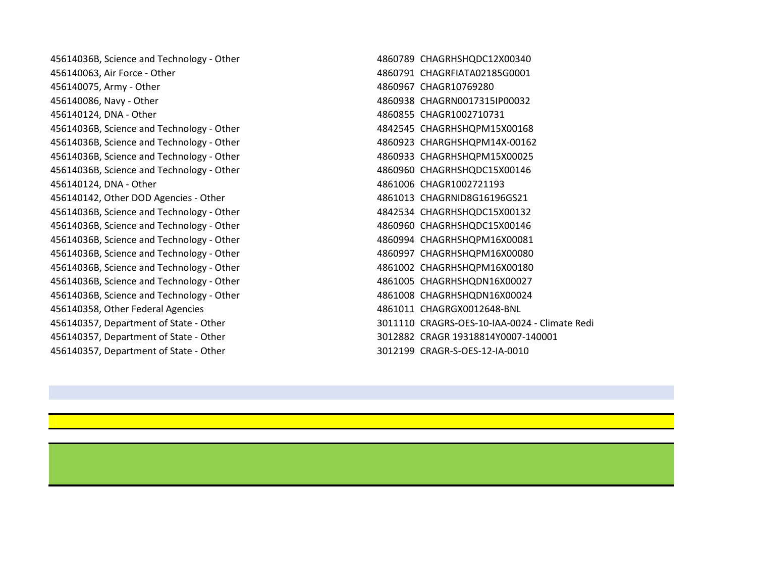| | |
|---|---|
| 45614036B, Science and Technology - Other | 4860789 CHAGRHSHQDC12X00340 |
| 456140063, Air Force - Other | 4860791 CHAGRFIATA02185G0001 |
| 456140075, Army - Other | 4860967 CHAGR10769280 |
| 456140086, Navy - Other | 4860938 CHAGRN0017315IP00032 |
| 456140124, DNA - Other | 4860855 CHAGR1002710731 |
| 45614036B, Science and Technology - Other | 4842545 CHAGRHSHQPM15X00168 |
| 45614036B, Science and Technology - Other | 4860923 CHARGHSHQPM14X-00162 |
| 45614036B, Science and Technology - Other | 4860933 CHAGRHSHQPM15X00025 |
| 45614036B, Science and Technology - Other | 4860960 CHAGRHSHQDC15X00146 |
| 456140124, DNA - Other | 4861006 CHAGR1002721193 |
| 456140142, Other DOD Agencies - Other | 4861013 CHAGRNID8G16196GS21 |
| 45614036B, Science and Technology - Other | 4842534 CHAGRHSHQDC15X00132 |
| 45614036B, Science and Technology - Other | 4860960 CHAGRHSHQDC15X00146 |
| 45614036B, Science and Technology - Other | 4860994 CHAGRHSHQPM16X00081 |
| 45614036B, Science and Technology - Other | 4860997 CHAGRHSHQPM16X00080 |
| 45614036B, Science and Technology - Other | 4861002 CHAGRHSHQPM16X00180 |
| 45614036B, Science and Technology - Other | 4861005 CHAGRHSHQDN16X00027 |
| 45614036B, Science and Technology - Other | 4861008 CHAGRHSHQDN16X00024 |
| 456140358, Other Federal Agencies | 4861011 CHAGRGX0012648-BNL |
| 456140357, Department of State - Other | 3011110 CRAGRS-OES-10-IAA-0024 - Climate Redi |
| 456140357, Department of State - Other | 3012882 CRAGR 19318814Y0007-140001 |
| 456140357, Department of State - Other | 3012199 CRAGR-S-OES-12-IA-0010 |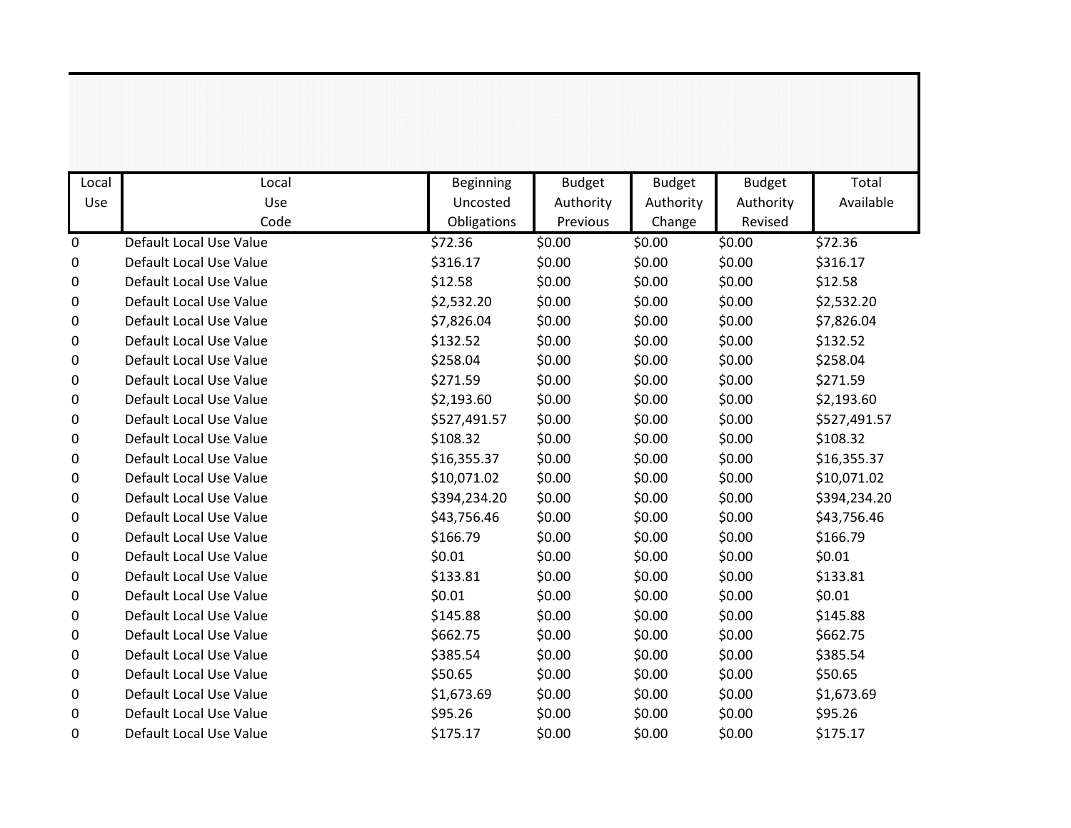| Local Use | Local Use Code | Beginning Uncosted Obligations | Budget Authority Previous | Budget Authority Change | Budget Authority Revised | Total Available |
|---|---|---|---|---|---|---|
| 0 | Default Local Use Value | $72.36 | $0.00 | $0.00 | $0.00 | $72.36 |
| 0 | Default Local Use Value | $316.17 | $0.00 | $0.00 | $0.00 | $316.17 |
| 0 | Default Local Use Value | $12.58 | $0.00 | $0.00 | $0.00 | $12.58 |
| 0 | Default Local Use Value | $2,532.20 | $0.00 | $0.00 | $0.00 | $2,532.20 |
| 0 | Default Local Use Value | $7,826.04 | $0.00 | $0.00 | $0.00 | $7,826.04 |
| 0 | Default Local Use Value | $132.52 | $0.00 | $0.00 | $0.00 | $132.52 |
| 0 | Default Local Use Value | $258.04 | $0.00 | $0.00 | $0.00 | $258.04 |
| 0 | Default Local Use Value | $271.59 | $0.00 | $0.00 | $0.00 | $271.59 |
| 0 | Default Local Use Value | $2,193.60 | $0.00 | $0.00 | $0.00 | $2,193.60 |
| 0 | Default Local Use Value | $527,491.57 | $0.00 | $0.00 | $0.00 | $527,491.57 |
| 0 | Default Local Use Value | $108.32 | $0.00 | $0.00 | $0.00 | $108.32 |
| 0 | Default Local Use Value | $16,355.37 | $0.00 | $0.00 | $0.00 | $16,355.37 |
| 0 | Default Local Use Value | $10,071.02 | $0.00 | $0.00 | $0.00 | $10,071.02 |
| 0 | Default Local Use Value | $394,234.20 | $0.00 | $0.00 | $0.00 | $394,234.20 |
| 0 | Default Local Use Value | $43,756.46 | $0.00 | $0.00 | $0.00 | $43,756.46 |
| 0 | Default Local Use Value | $166.79 | $0.00 | $0.00 | $0.00 | $166.79 |
| 0 | Default Local Use Value | $0.01 | $0.00 | $0.00 | $0.00 | $0.01 |
| 0 | Default Local Use Value | $133.81 | $0.00 | $0.00 | $0.00 | $133.81 |
| 0 | Default Local Use Value | $0.01 | $0.00 | $0.00 | $0.00 | $0.01 |
| 0 | Default Local Use Value | $145.88 | $0.00 | $0.00 | $0.00 | $145.88 |
| 0 | Default Local Use Value | $662.75 | $0.00 | $0.00 | $0.00 | $662.75 |
| 0 | Default Local Use Value | $385.54 | $0.00 | $0.00 | $0.00 | $385.54 |
| 0 | Default Local Use Value | $50.65 | $0.00 | $0.00 | $0.00 | $50.65 |
| 0 | Default Local Use Value | $1,673.69 | $0.00 | $0.00 | $0.00 | $1,673.69 |
| 0 | Default Local Use Value | $95.26 | $0.00 | $0.00 | $0.00 | $95.26 |
| 0 | Default Local Use Value | $175.17 | $0.00 | $0.00 | $0.00 | $175.17 |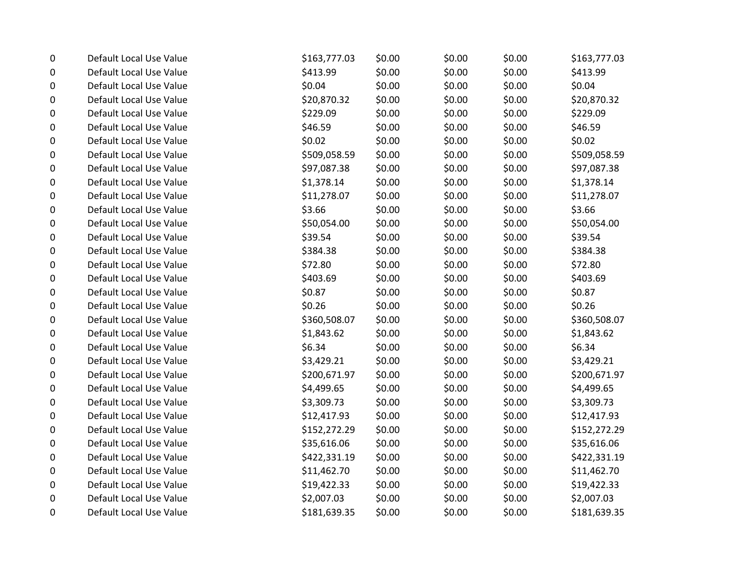| | | | | | | |
|---|---|---|---|---|---|---|
| 0 | Default Local Use Value | $163,777.03 | $0.00 | $0.00 | $0.00 | $163,777.03 |
| 0 | Default Local Use Value | $413.99 | $0.00 | $0.00 | $0.00 | $413.99 |
| 0 | Default Local Use Value | $0.04 | $0.00 | $0.00 | $0.00 | $0.04 |
| 0 | Default Local Use Value | $20,870.32 | $0.00 | $0.00 | $0.00 | $20,870.32 |
| 0 | Default Local Use Value | $229.09 | $0.00 | $0.00 | $0.00 | $229.09 |
| 0 | Default Local Use Value | $46.59 | $0.00 | $0.00 | $0.00 | $46.59 |
| 0 | Default Local Use Value | $0.02 | $0.00 | $0.00 | $0.00 | $0.02 |
| 0 | Default Local Use Value | $509,058.59 | $0.00 | $0.00 | $0.00 | $509,058.59 |
| 0 | Default Local Use Value | $97,087.38 | $0.00 | $0.00 | $0.00 | $97,087.38 |
| 0 | Default Local Use Value | $1,378.14 | $0.00 | $0.00 | $0.00 | $1,378.14 |
| 0 | Default Local Use Value | $11,278.07 | $0.00 | $0.00 | $0.00 | $11,278.07 |
| 0 | Default Local Use Value | $3.66 | $0.00 | $0.00 | $0.00 | $3.66 |
| 0 | Default Local Use Value | $50,054.00 | $0.00 | $0.00 | $0.00 | $50,054.00 |
| 0 | Default Local Use Value | $39.54 | $0.00 | $0.00 | $0.00 | $39.54 |
| 0 | Default Local Use Value | $384.38 | $0.00 | $0.00 | $0.00 | $384.38 |
| 0 | Default Local Use Value | $72.80 | $0.00 | $0.00 | $0.00 | $72.80 |
| 0 | Default Local Use Value | $403.69 | $0.00 | $0.00 | $0.00 | $403.69 |
| 0 | Default Local Use Value | $0.87 | $0.00 | $0.00 | $0.00 | $0.87 |
| 0 | Default Local Use Value | $0.26 | $0.00 | $0.00 | $0.00 | $0.26 |
| 0 | Default Local Use Value | $360,508.07 | $0.00 | $0.00 | $0.00 | $360,508.07 |
| 0 | Default Local Use Value | $1,843.62 | $0.00 | $0.00 | $0.00 | $1,843.62 |
| 0 | Default Local Use Value | $6.34 | $0.00 | $0.00 | $0.00 | $6.34 |
| 0 | Default Local Use Value | $3,429.21 | $0.00 | $0.00 | $0.00 | $3,429.21 |
| 0 | Default Local Use Value | $200,671.97 | $0.00 | $0.00 | $0.00 | $200,671.97 |
| 0 | Default Local Use Value | $4,499.65 | $0.00 | $0.00 | $0.00 | $4,499.65 |
| 0 | Default Local Use Value | $3,309.73 | $0.00 | $0.00 | $0.00 | $3,309.73 |
| 0 | Default Local Use Value | $12,417.93 | $0.00 | $0.00 | $0.00 | $12,417.93 |
| 0 | Default Local Use Value | $152,272.29 | $0.00 | $0.00 | $0.00 | $152,272.29 |
| 0 | Default Local Use Value | $35,616.06 | $0.00 | $0.00 | $0.00 | $35,616.06 |
| 0 | Default Local Use Value | $422,331.19 | $0.00 | $0.00 | $0.00 | $422,331.19 |
| 0 | Default Local Use Value | $11,462.70 | $0.00 | $0.00 | $0.00 | $11,462.70 |
| 0 | Default Local Use Value | $19,422.33 | $0.00 | $0.00 | $0.00 | $19,422.33 |
| 0 | Default Local Use Value | $2,007.03 | $0.00 | $0.00 | $0.00 | $2,007.03 |
| 0 | Default Local Use Value | $181,639.35 | $0.00 | $0.00 | $0.00 | $181,639.35 |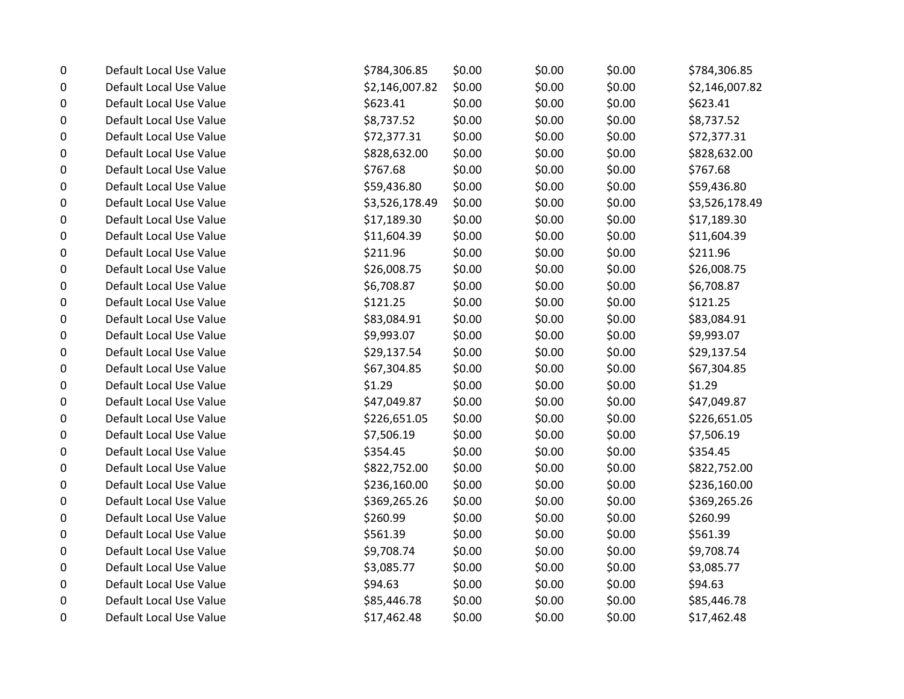| | | | | | | |
|---|---|---|---|---|---|---|
| 0 | Default Local Use Value | $784,306.85 | $0.00 | $0.00 | $0.00 | $784,306.85 |
| 0 | Default Local Use Value | $2,146,007.82 | $0.00 | $0.00 | $0.00 | $2,146,007.82 |
| 0 | Default Local Use Value | $623.41 | $0.00 | $0.00 | $0.00 | $623.41 |
| 0 | Default Local Use Value | $8,737.52 | $0.00 | $0.00 | $0.00 | $8,737.52 |
| 0 | Default Local Use Value | $72,377.31 | $0.00 | $0.00 | $0.00 | $72,377.31 |
| 0 | Default Local Use Value | $828,632.00 | $0.00 | $0.00 | $0.00 | $828,632.00 |
| 0 | Default Local Use Value | $767.68 | $0.00 | $0.00 | $0.00 | $767.68 |
| 0 | Default Local Use Value | $59,436.80 | $0.00 | $0.00 | $0.00 | $59,436.80 |
| 0 | Default Local Use Value | $3,526,178.49 | $0.00 | $0.00 | $0.00 | $3,526,178.49 |
| 0 | Default Local Use Value | $17,189.30 | $0.00 | $0.00 | $0.00 | $17,189.30 |
| 0 | Default Local Use Value | $11,604.39 | $0.00 | $0.00 | $0.00 | $11,604.39 |
| 0 | Default Local Use Value | $211.96 | $0.00 | $0.00 | $0.00 | $211.96 |
| 0 | Default Local Use Value | $26,008.75 | $0.00 | $0.00 | $0.00 | $26,008.75 |
| 0 | Default Local Use Value | $6,708.87 | $0.00 | $0.00 | $0.00 | $6,708.87 |
| 0 | Default Local Use Value | $121.25 | $0.00 | $0.00 | $0.00 | $121.25 |
| 0 | Default Local Use Value | $83,084.91 | $0.00 | $0.00 | $0.00 | $83,084.91 |
| 0 | Default Local Use Value | $9,993.07 | $0.00 | $0.00 | $0.00 | $9,993.07 |
| 0 | Default Local Use Value | $29,137.54 | $0.00 | $0.00 | $0.00 | $29,137.54 |
| 0 | Default Local Use Value | $67,304.85 | $0.00 | $0.00 | $0.00 | $67,304.85 |
| 0 | Default Local Use Value | $1.29 | $0.00 | $0.00 | $0.00 | $1.29 |
| 0 | Default Local Use Value | $47,049.87 | $0.00 | $0.00 | $0.00 | $47,049.87 |
| 0 | Default Local Use Value | $226,651.05 | $0.00 | $0.00 | $0.00 | $226,651.05 |
| 0 | Default Local Use Value | $7,506.19 | $0.00 | $0.00 | $0.00 | $7,506.19 |
| 0 | Default Local Use Value | $354.45 | $0.00 | $0.00 | $0.00 | $354.45 |
| 0 | Default Local Use Value | $822,752.00 | $0.00 | $0.00 | $0.00 | $822,752.00 |
| 0 | Default Local Use Value | $236,160.00 | $0.00 | $0.00 | $0.00 | $236,160.00 |
| 0 | Default Local Use Value | $369,265.26 | $0.00 | $0.00 | $0.00 | $369,265.26 |
| 0 | Default Local Use Value | $260.99 | $0.00 | $0.00 | $0.00 | $260.99 |
| 0 | Default Local Use Value | $561.39 | $0.00 | $0.00 | $0.00 | $561.39 |
| 0 | Default Local Use Value | $9,708.74 | $0.00 | $0.00 | $0.00 | $9,708.74 |
| 0 | Default Local Use Value | $3,085.77 | $0.00 | $0.00 | $0.00 | $3,085.77 |
| 0 | Default Local Use Value | $94.63 | $0.00 | $0.00 | $0.00 | $94.63 |
| 0 | Default Local Use Value | $85,446.78 | $0.00 | $0.00 | $0.00 | $85,446.78 |
| 0 | Default Local Use Value | $17,462.48 | $0.00 | $0.00 | $0.00 | $17,462.48 |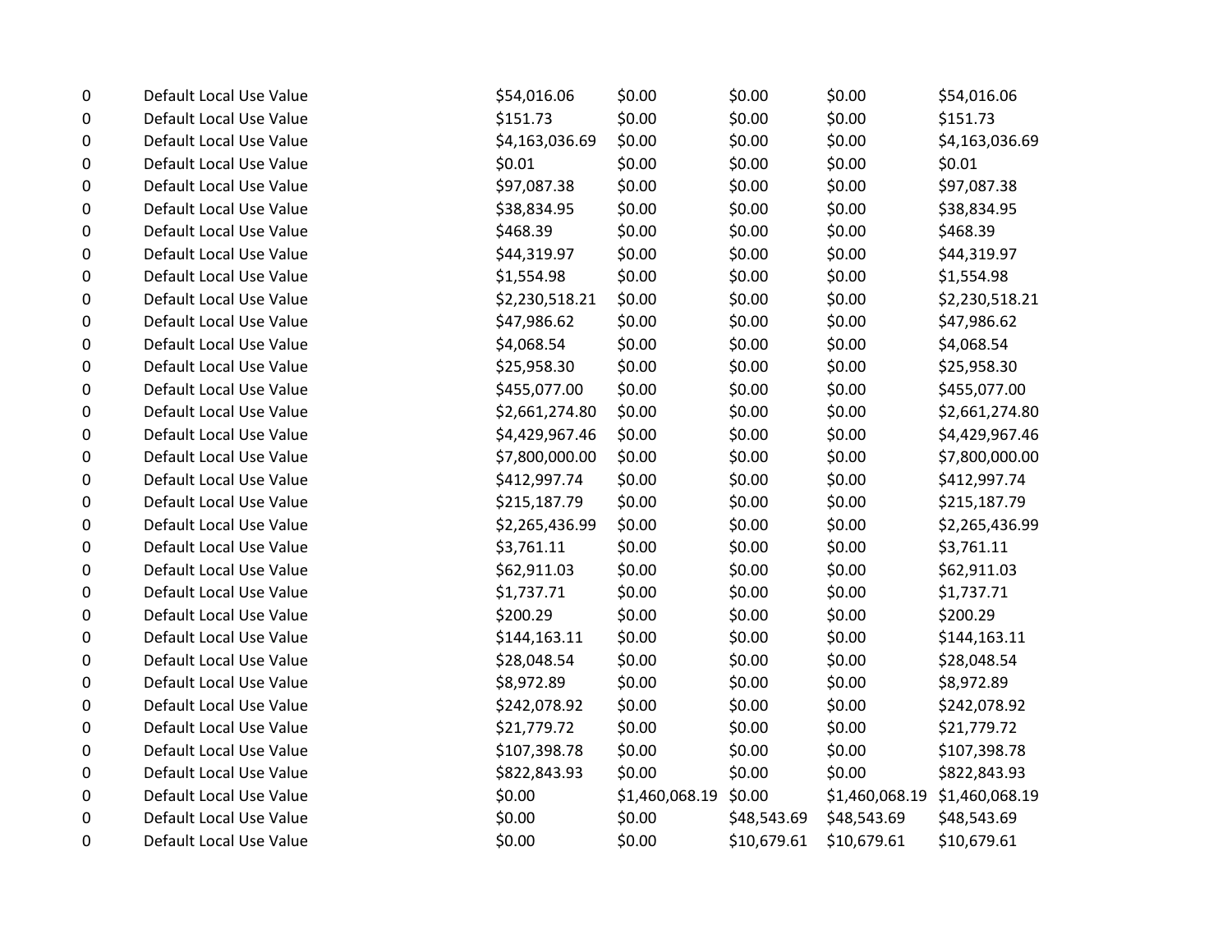| | | | | | | |
|---|---|---|---|---|---|---|
| 0 | Default Local Use Value | $54,016.06 | $0.00 | $0.00 | $0.00 | $54,016.06 |
| 0 | Default Local Use Value | $151.73 | $0.00 | $0.00 | $0.00 | $151.73 |
| 0 | Default Local Use Value | $4,163,036.69 | $0.00 | $0.00 | $0.00 | $4,163,036.69 |
| 0 | Default Local Use Value | $0.01 | $0.00 | $0.00 | $0.00 | $0.01 |
| 0 | Default Local Use Value | $97,087.38 | $0.00 | $0.00 | $0.00 | $97,087.38 |
| 0 | Default Local Use Value | $38,834.95 | $0.00 | $0.00 | $0.00 | $38,834.95 |
| 0 | Default Local Use Value | $468.39 | $0.00 | $0.00 | $0.00 | $468.39 |
| 0 | Default Local Use Value | $44,319.97 | $0.00 | $0.00 | $0.00 | $44,319.97 |
| 0 | Default Local Use Value | $1,554.98 | $0.00 | $0.00 | $0.00 | $1,554.98 |
| 0 | Default Local Use Value | $2,230,518.21 | $0.00 | $0.00 | $0.00 | $2,230,518.21 |
| 0 | Default Local Use Value | $47,986.62 | $0.00 | $0.00 | $0.00 | $47,986.62 |
| 0 | Default Local Use Value | $4,068.54 | $0.00 | $0.00 | $0.00 | $4,068.54 |
| 0 | Default Local Use Value | $25,958.30 | $0.00 | $0.00 | $0.00 | $25,958.30 |
| 0 | Default Local Use Value | $455,077.00 | $0.00 | $0.00 | $0.00 | $455,077.00 |
| 0 | Default Local Use Value | $2,661,274.80 | $0.00 | $0.00 | $0.00 | $2,661,274.80 |
| 0 | Default Local Use Value | $4,429,967.46 | $0.00 | $0.00 | $0.00 | $4,429,967.46 |
| 0 | Default Local Use Value | $7,800,000.00 | $0.00 | $0.00 | $0.00 | $7,800,000.00 |
| 0 | Default Local Use Value | $412,997.74 | $0.00 | $0.00 | $0.00 | $412,997.74 |
| 0 | Default Local Use Value | $215,187.79 | $0.00 | $0.00 | $0.00 | $215,187.79 |
| 0 | Default Local Use Value | $2,265,436.99 | $0.00 | $0.00 | $0.00 | $2,265,436.99 |
| 0 | Default Local Use Value | $3,761.11 | $0.00 | $0.00 | $0.00 | $3,761.11 |
| 0 | Default Local Use Value | $62,911.03 | $0.00 | $0.00 | $0.00 | $62,911.03 |
| 0 | Default Local Use Value | $1,737.71 | $0.00 | $0.00 | $0.00 | $1,737.71 |
| 0 | Default Local Use Value | $200.29 | $0.00 | $0.00 | $0.00 | $200.29 |
| 0 | Default Local Use Value | $144,163.11 | $0.00 | $0.00 | $0.00 | $144,163.11 |
| 0 | Default Local Use Value | $28,048.54 | $0.00 | $0.00 | $0.00 | $28,048.54 |
| 0 | Default Local Use Value | $8,972.89 | $0.00 | $0.00 | $0.00 | $8,972.89 |
| 0 | Default Local Use Value | $242,078.92 | $0.00 | $0.00 | $0.00 | $242,078.92 |
| 0 | Default Local Use Value | $21,779.72 | $0.00 | $0.00 | $0.00 | $21,779.72 |
| 0 | Default Local Use Value | $107,398.78 | $0.00 | $0.00 | $0.00 | $107,398.78 |
| 0 | Default Local Use Value | $822,843.93 | $0.00 | $0.00 | $0.00 | $822,843.93 |
| 0 | Default Local Use Value | $0.00 | $1,460,068.19 | $0.00 | $1,460,068.19 | $1,460,068.19 |
| 0 | Default Local Use Value | $0.00 | $0.00 | $48,543.69 | $48,543.69 | $48,543.69 |
| 0 | Default Local Use Value | $0.00 | $0.00 | $10,679.61 | $10,679.61 | $10,679.61 |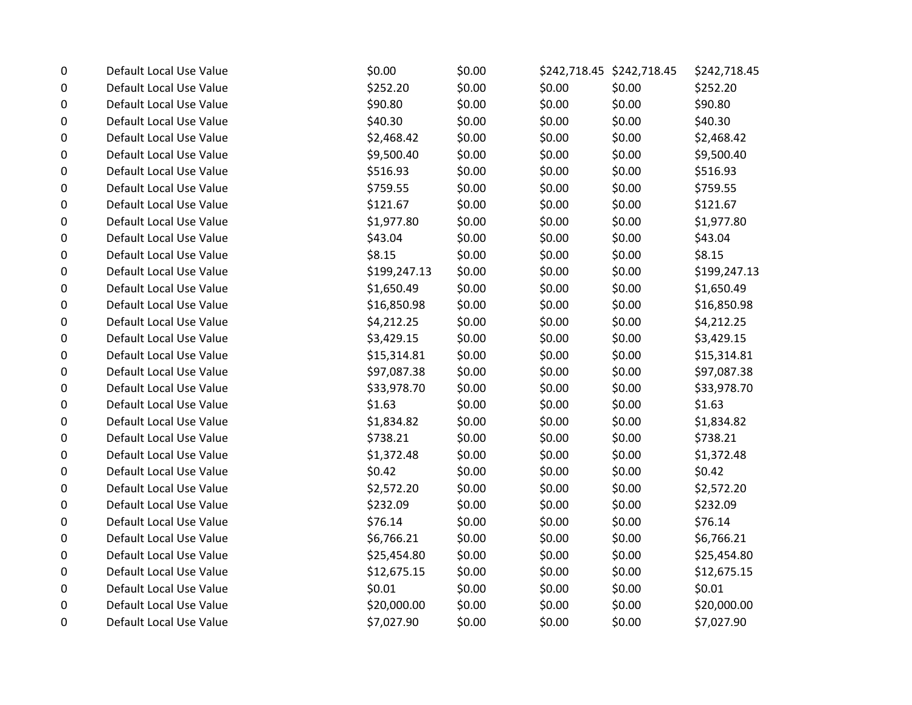| | | | | | | |
|---|---|---|---|---|---|---|
| 0 | Default Local Use Value | $0.00 | $0.00 | $242,718.45 | $242,718.45 | $242,718.45 |
| 0 | Default Local Use Value | $252.20 | $0.00 | $0.00 | $0.00 | $252.20 |
| 0 | Default Local Use Value | $90.80 | $0.00 | $0.00 | $0.00 | $90.80 |
| 0 | Default Local Use Value | $40.30 | $0.00 | $0.00 | $0.00 | $40.30 |
| 0 | Default Local Use Value | $2,468.42 | $0.00 | $0.00 | $0.00 | $2,468.42 |
| 0 | Default Local Use Value | $9,500.40 | $0.00 | $0.00 | $0.00 | $9,500.40 |
| 0 | Default Local Use Value | $516.93 | $0.00 | $0.00 | $0.00 | $516.93 |
| 0 | Default Local Use Value | $759.55 | $0.00 | $0.00 | $0.00 | $759.55 |
| 0 | Default Local Use Value | $121.67 | $0.00 | $0.00 | $0.00 | $121.67 |
| 0 | Default Local Use Value | $1,977.80 | $0.00 | $0.00 | $0.00 | $1,977.80 |
| 0 | Default Local Use Value | $43.04 | $0.00 | $0.00 | $0.00 | $43.04 |
| 0 | Default Local Use Value | $8.15 | $0.00 | $0.00 | $0.00 | $8.15 |
| 0 | Default Local Use Value | $199,247.13 | $0.00 | $0.00 | $0.00 | $199,247.13 |
| 0 | Default Local Use Value | $1,650.49 | $0.00 | $0.00 | $0.00 | $1,650.49 |
| 0 | Default Local Use Value | $16,850.98 | $0.00 | $0.00 | $0.00 | $16,850.98 |
| 0 | Default Local Use Value | $4,212.25 | $0.00 | $0.00 | $0.00 | $4,212.25 |
| 0 | Default Local Use Value | $3,429.15 | $0.00 | $0.00 | $0.00 | $3,429.15 |
| 0 | Default Local Use Value | $15,314.81 | $0.00 | $0.00 | $0.00 | $15,314.81 |
| 0 | Default Local Use Value | $97,087.38 | $0.00 | $0.00 | $0.00 | $97,087.38 |
| 0 | Default Local Use Value | $33,978.70 | $0.00 | $0.00 | $0.00 | $33,978.70 |
| 0 | Default Local Use Value | $1.63 | $0.00 | $0.00 | $0.00 | $1.63 |
| 0 | Default Local Use Value | $1,834.82 | $0.00 | $0.00 | $0.00 | $1,834.82 |
| 0 | Default Local Use Value | $738.21 | $0.00 | $0.00 | $0.00 | $738.21 |
| 0 | Default Local Use Value | $1,372.48 | $0.00 | $0.00 | $0.00 | $1,372.48 |
| 0 | Default Local Use Value | $0.42 | $0.00 | $0.00 | $0.00 | $0.42 |
| 0 | Default Local Use Value | $2,572.20 | $0.00 | $0.00 | $0.00 | $2,572.20 |
| 0 | Default Local Use Value | $232.09 | $0.00 | $0.00 | $0.00 | $232.09 |
| 0 | Default Local Use Value | $76.14 | $0.00 | $0.00 | $0.00 | $76.14 |
| 0 | Default Local Use Value | $6,766.21 | $0.00 | $0.00 | $0.00 | $6,766.21 |
| 0 | Default Local Use Value | $25,454.80 | $0.00 | $0.00 | $0.00 | $25,454.80 |
| 0 | Default Local Use Value | $12,675.15 | $0.00 | $0.00 | $0.00 | $12,675.15 |
| 0 | Default Local Use Value | $0.01 | $0.00 | $0.00 | $0.00 | $0.01 |
| 0 | Default Local Use Value | $20,000.00 | $0.00 | $0.00 | $0.00 | $20,000.00 |
| 0 | Default Local Use Value | $7,027.90 | $0.00 | $0.00 | $0.00 | $7,027.90 |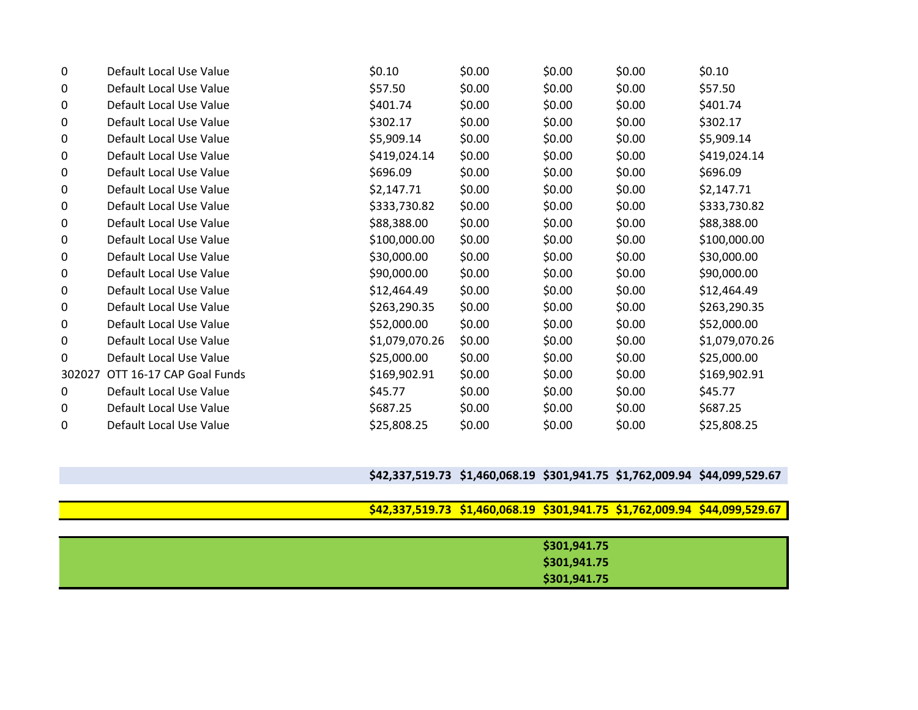| | | | | | | |
|---|---|---|---|---|---|---|
| 0 | Default Local Use Value | $0.10 | $0.00 | $0.00 | $0.00 | $0.10 |
| 0 | Default Local Use Value | $57.50 | $0.00 | $0.00 | $0.00 | $57.50 |
| 0 | Default Local Use Value | $401.74 | $0.00 | $0.00 | $0.00 | $401.74 |
| 0 | Default Local Use Value | $302.17 | $0.00 | $0.00 | $0.00 | $302.17 |
| 0 | Default Local Use Value | $5,909.14 | $0.00 | $0.00 | $0.00 | $5,909.14 |
| 0 | Default Local Use Value | $419,024.14 | $0.00 | $0.00 | $0.00 | $419,024.14 |
| 0 | Default Local Use Value | $696.09 | $0.00 | $0.00 | $0.00 | $696.09 |
| 0 | Default Local Use Value | $2,147.71 | $0.00 | $0.00 | $0.00 | $2,147.71 |
| 0 | Default Local Use Value | $333,730.82 | $0.00 | $0.00 | $0.00 | $333,730.82 |
| 0 | Default Local Use Value | $88,388.00 | $0.00 | $0.00 | $0.00 | $88,388.00 |
| 0 | Default Local Use Value | $100,000.00 | $0.00 | $0.00 | $0.00 | $100,000.00 |
| 0 | Default Local Use Value | $30,000.00 | $0.00 | $0.00 | $0.00 | $30,000.00 |
| 0 | Default Local Use Value | $90,000.00 | $0.00 | $0.00 | $0.00 | $90,000.00 |
| 0 | Default Local Use Value | $12,464.49 | $0.00 | $0.00 | $0.00 | $12,464.49 |
| 0 | Default Local Use Value | $263,290.35 | $0.00 | $0.00 | $0.00 | $263,290.35 |
| 0 | Default Local Use Value | $52,000.00 | $0.00 | $0.00 | $0.00 | $52,000.00 |
| 0 | Default Local Use Value | $1,079,070.26 | $0.00 | $0.00 | $0.00 | $1,079,070.26 |
| 0 | Default Local Use Value | $25,000.00 | $0.00 | $0.00 | $0.00 | $25,000.00 |
| 302027 | OTT 16-17 CAP Goal Funds | $169,902.91 | $0.00 | $0.00 | $0.00 | $169,902.91 |
| 0 | Default Local Use Value | $45.77 | $0.00 | $0.00 | $0.00 | $45.77 |
| 0 | Default Local Use Value | $687.25 | $0.00 | $0.00 | $0.00 | $687.25 |
| 0 | Default Local Use Value | $25,808.25 | $0.00 | $0.00 | $0.00 | $25,808.25 |
| | | **$42,337,519.73** | **$1,460,068.19** | **$301,941.75** | **$1,762,009.94** | **$44,099,529.67** |
| | | **$42,337,519.73** | **$1,460,068.19** | **$301,941.75** | **$1,762,009.94** | **$44,099,529.67** |
| | | | | **$301,941.75** | | |
| | | | | **$301,941.75** | | |
| | | | | **$301,941.75** | | |